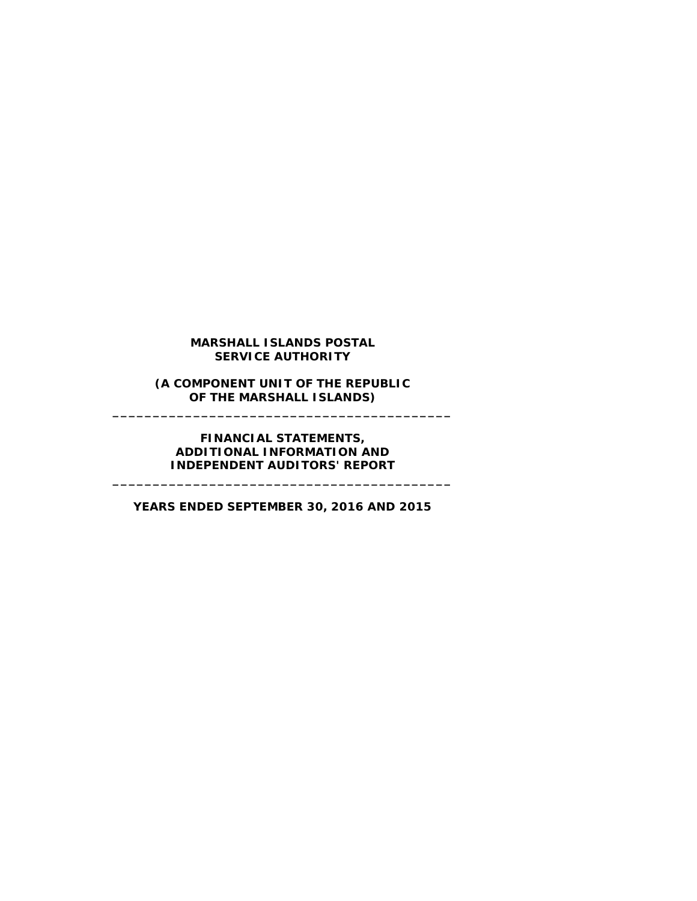**MARSHALL ISLANDS POSTAL SERVICE AUTHORITY**

**(A COMPONENT UNIT OF THE REPUBLIC OF THE MARSHALL ISLANDS)**

---

**FINANCIAL STATEMENTS, ADDITIONAL INFORMATION AND INDEPENDENT AUDITORS' REPORT**

---

**YEARS ENDED SEPTEMBER 30, 2016 AND 2015**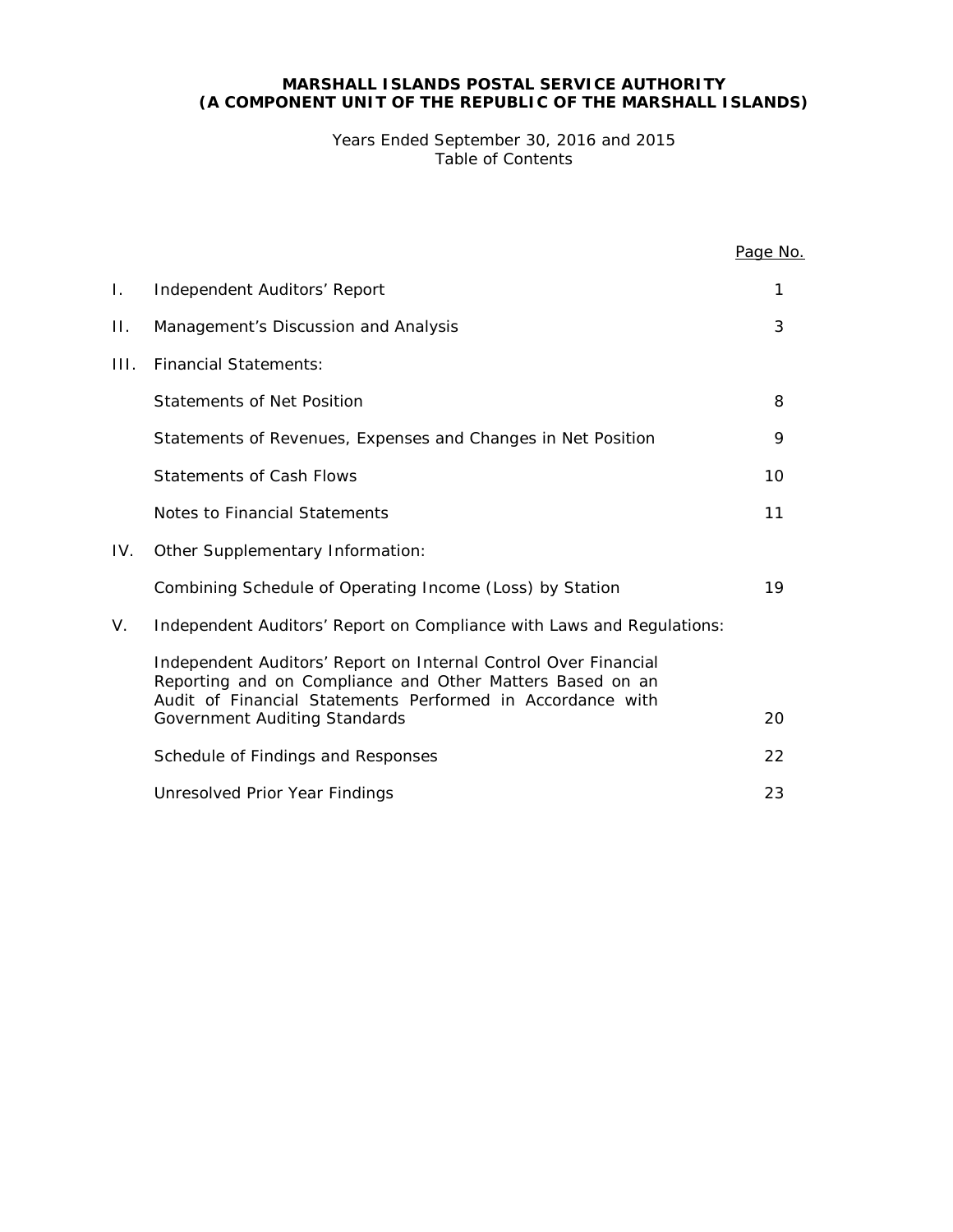# MARSHALL ISLANDS POSTAL SERVICE AUTHORITY
# (A COMPONENT UNIT OF THE REPUBLIC OF THE MARSHALL ISLANDS)

Years Ended September 30, 2016 and 2015
Table of Contents

| | | Page No. |
|---|---|---|
| I. | Independent Auditors' Report | 1 |
| II. | Management's Discussion and Analysis | 3 |
| III. | Financial Statements: | |
| | Statements of Net Position | 8 |
| | Statements of Revenues, Expenses and Changes in Net Position | 9 |
| | Statements of Cash Flows | 10 |
| | Notes to Financial Statements | 11 |
| IV. | Other Supplementary Information: | |
| | Combining Schedule of Operating Income (Loss) by Station | 19 |
| V. | Independent Auditors' Report on Compliance with Laws and Regulations: | |
| | Independent Auditors' Report on Internal Control Over Financial Reporting and on Compliance and Other Matters Based on an Audit of Financial Statements Performed in Accordance with Government Auditing Standards | 20 |
| | Schedule of Findings and Responses | 22 |
| | Unresolved Prior Year Findings | 23 |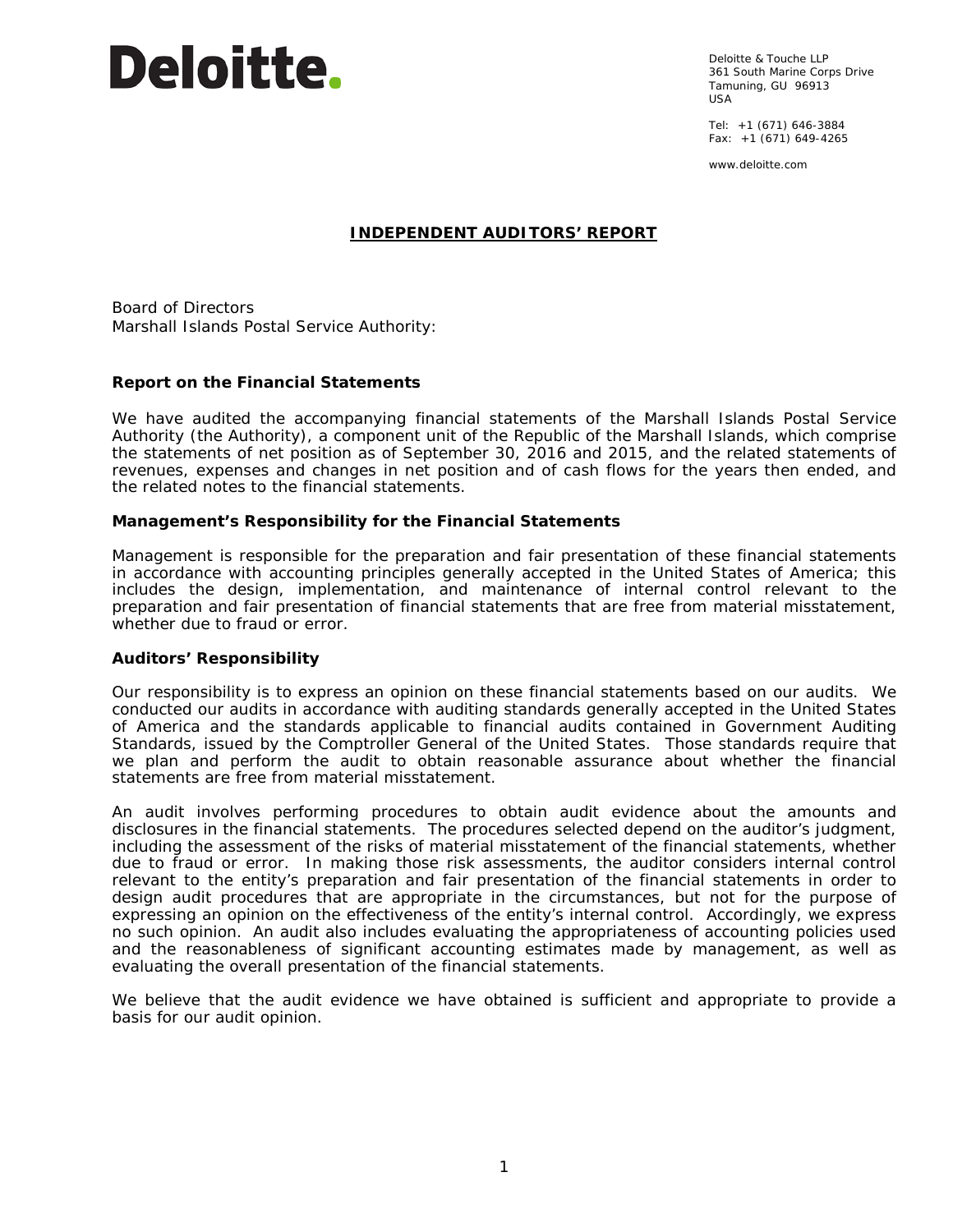Deloitte.

Deloitte & Touche LLP
361 South Marine Corps Drive
Tamuning, GU 96913
USA

Tel: +1 (671) 646-3884
Fax: +1 (671) 649-4265

www.deloitte.com

# INDEPENDENT AUDITORS' REPORT

Board of Directors
Marshall Islands Postal Service Authority:

## Report on the Financial Statements

We have audited the accompanying financial statements of the Marshall Islands Postal Service Authority (the Authority), a component unit of the Republic of the Marshall Islands, which comprise the statements of net position as of September 30, 2016 and 2015, and the related statements of revenues, expenses and changes in net position and of cash flows for the years then ended, and the related notes to the financial statements.

## Management's Responsibility for the Financial Statements

Management is responsible for the preparation and fair presentation of these financial statements in accordance with accounting principles generally accepted in the United States of America; this includes the design, implementation, and maintenance of internal control relevant to the preparation and fair presentation of financial statements that are free from material misstatement, whether due to fraud or error.

## Auditors' Responsibility

Our responsibility is to express an opinion on these financial statements based on our audits. We conducted our audits in accordance with auditing standards generally accepted in the United States of America and the standards applicable to financial audits contained in Government Auditing Standards, issued by the Comptroller General of the United States. Those standards require that we plan and perform the audit to obtain reasonable assurance about whether the financial statements are free from material misstatement.

An audit involves performing procedures to obtain audit evidence about the amounts and disclosures in the financial statements. The procedures selected depend on the auditor's judgment, including the assessment of the risks of material misstatement of the financial statements, whether due to fraud or error. In making those risk assessments, the auditor considers internal control relevant to the entity's preparation and fair presentation of the financial statements in order to design audit procedures that are appropriate in the circumstances, but not for the purpose of expressing an opinion on the effectiveness of the entity's internal control. Accordingly, we express no such opinion. An audit also includes evaluating the appropriateness of accounting policies used and the reasonableness of significant accounting estimates made by management, as well as evaluating the overall presentation of the financial statements.

We believe that the audit evidence we have obtained is sufficient and appropriate to provide a basis for our audit opinion.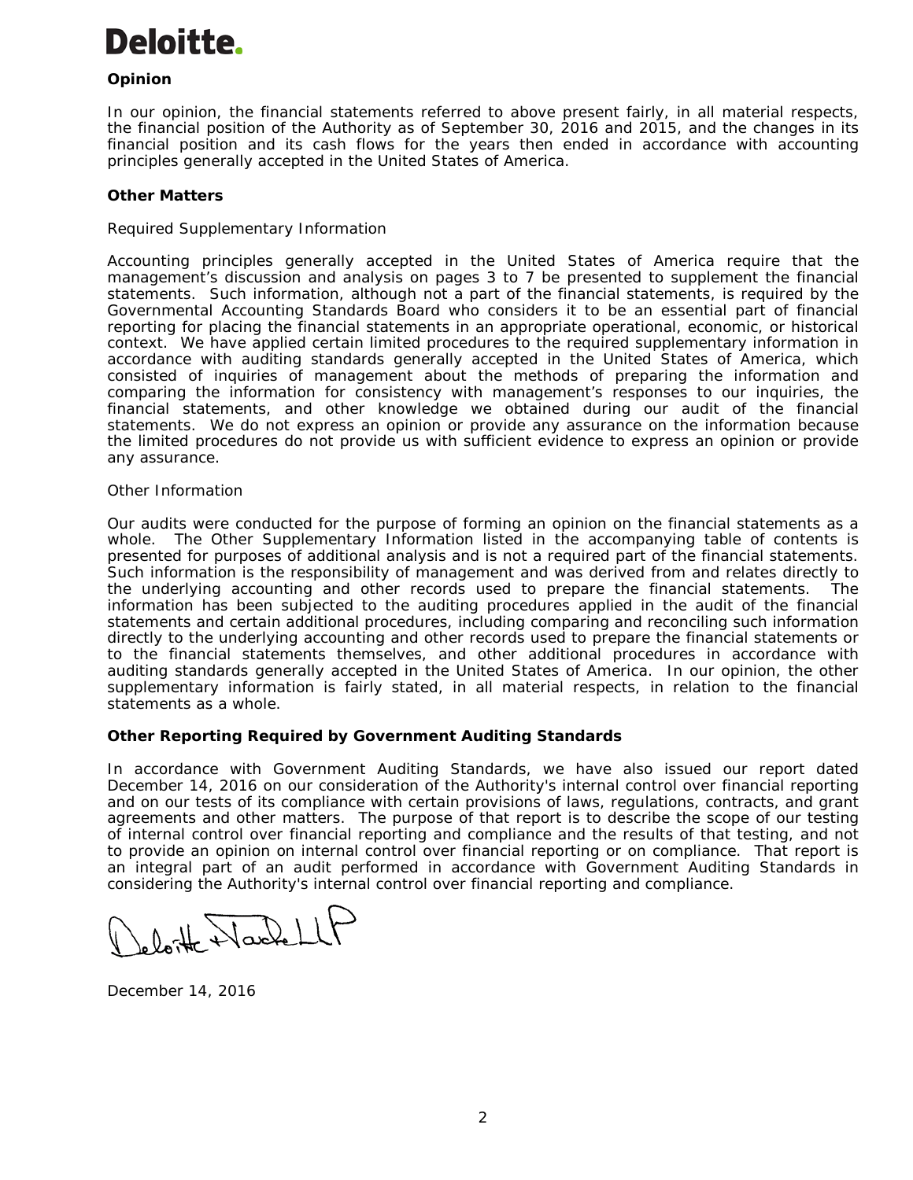**Deloitte.**

**Opinion**

In our opinion, the financial statements referred to above present fairly, in all material respects, the financial position of the Authority as of September 30, 2016 and 2015, and the changes in its financial position and its cash flows for the years then ended in accordance with accounting principles generally accepted in the United States of America.

**Other Matters**

Required Supplementary Information

Accounting principles generally accepted in the United States of America require that the management's discussion and analysis on pages 3 to 7 be presented to supplement the financial statements. Such information, although not a part of the financial statements, is required by the Governmental Accounting Standards Board who considers it to be an essential part of financial reporting for placing the financial statements in an appropriate operational, economic, or historical context. We have applied certain limited procedures to the required supplementary information in accordance with auditing standards generally accepted in the United States of America, which consisted of inquiries of management about the methods of preparing the information and comparing the information for consistency with management's responses to our inquiries, the financial statements, and other knowledge we obtained during our audit of the financial statements. We do not express an opinion or provide any assurance on the information because the limited procedures do not provide us with sufficient evidence to express an opinion or provide any assurance.

Other Information

Our audits were conducted for the purpose of forming an opinion on the financial statements as a whole. The Other Supplementary Information listed in the accompanying table of contents is presented for purposes of additional analysis and is not a required part of the financial statements. Such information is the responsibility of management and was derived from and relates directly to the underlying accounting and other records used to prepare the financial statements. The information has been subjected to the auditing procedures applied in the audit of the financial statements and certain additional procedures, including comparing and reconciling such information directly to the underlying accounting and other records used to prepare the financial statements or to the financial statements themselves, and other additional procedures in accordance with auditing standards generally accepted in the United States of America. In our opinion, the other supplementary information is fairly stated, in all material respects, in relation to the financial statements as a whole.

**Other Reporting Required by Government Auditing Standards**

In accordance with Government Auditing Standards, we have also issued our report dated December 14, 2016 on our consideration of the Authority's internal control over financial reporting and on our tests of its compliance with certain provisions of laws, regulations, contracts, and grant agreements and other matters. The purpose of that report is to describe the scope of our testing of internal control over financial reporting and compliance and the results of that testing, and not to provide an opinion on internal control over financial reporting or on compliance. That report is an integral part of an audit performed in accordance with Government Auditing Standards in considering the Authority's internal control over financial reporting and compliance.

Deloitte + Touche LLP

December 14, 2016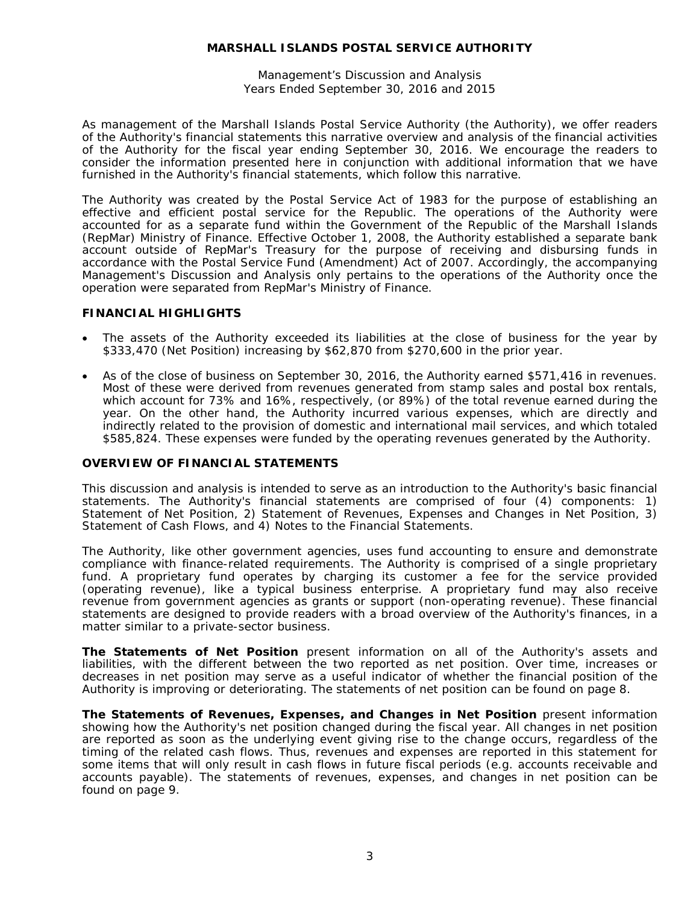# MARSHALL ISLANDS POSTAL SERVICE AUTHORITY

Management's Discussion and Analysis
Years Ended September 30, 2016 and 2015

As management of the Marshall Islands Postal Service Authority (the Authority), we offer readers of the Authority's financial statements this narrative overview and analysis of the financial activities of the Authority for the fiscal year ending September 30, 2016. We encourage the readers to consider the information presented here in conjunction with additional information that we have furnished in the Authority's financial statements, which follow this narrative.

The Authority was created by the Postal Service Act of 1983 for the purpose of establishing an effective and efficient postal service for the Republic. The operations of the Authority were accounted for as a separate fund within the Government of the Republic of the Marshall Islands (RepMar) Ministry of Finance. Effective October 1, 2008, the Authority established a separate bank account outside of RepMar's Treasury for the purpose of receiving and disbursing funds in accordance with the Postal Service Fund (Amendment) Act of 2007. Accordingly, the accompanying Management's Discussion and Analysis only pertains to the operations of the Authority once the operation were separated from RepMar's Ministry of Finance.

## FINANCIAL HIGHLIGHTS

- The assets of the Authority exceeded its liabilities at the close of business for the year by $333,470 (Net Position) increasing by $62,870 from $270,600 in the prior year.
- As of the close of business on September 30, 2016, the Authority earned $571,416 in revenues. Most of these were derived from revenues generated from stamp sales and postal box rentals, which account for 73% and 16%, respectively, (or 89%) of the total revenue earned during the year. On the other hand, the Authority incurred various expenses, which are directly and indirectly related to the provision of domestic and international mail services, and which totaled $585,824. These expenses were funded by the operating revenues generated by the Authority.

## OVERVIEW OF FINANCIAL STATEMENTS

This discussion and analysis is intended to serve as an introduction to the Authority's basic financial statements. The Authority's financial statements are comprised of four (4) components: 1) Statement of Net Position, 2) Statement of Revenues, Expenses and Changes in Net Position, 3) Statement of Cash Flows, and 4) Notes to the Financial Statements.

The Authority, like other government agencies, uses fund accounting to ensure and demonstrate compliance with finance-related requirements. The Authority is comprised of a single proprietary fund. A proprietary fund operates by charging its customer a fee for the service provided (operating revenue), like a typical business enterprise. A proprietary fund may also receive revenue from government agencies as grants or support (non-operating revenue). These financial statements are designed to provide readers with a broad overview of the Authority's finances, in a matter similar to a private-sector business.

**The Statements of Net Position** present information on all of the Authority's assets and liabilities, with the different between the two reported as net position. Over time, increases or decreases in net position may serve as a useful indicator of whether the financial position of the Authority is improving or deteriorating. The statements of net position can be found on page 8.

**The Statements of Revenues, Expenses, and Changes in Net Position** present information showing how the Authority's net position changed during the fiscal year. All changes in net position are reported as soon as the underlying event giving rise to the change occurs, regardless of the timing of the related cash flows. Thus, revenues and expenses are reported in this statement for some items that will only result in cash flows in future fiscal periods (e.g. accounts receivable and accounts payable). The statements of revenues, expenses, and changes in net position can be found on page 9.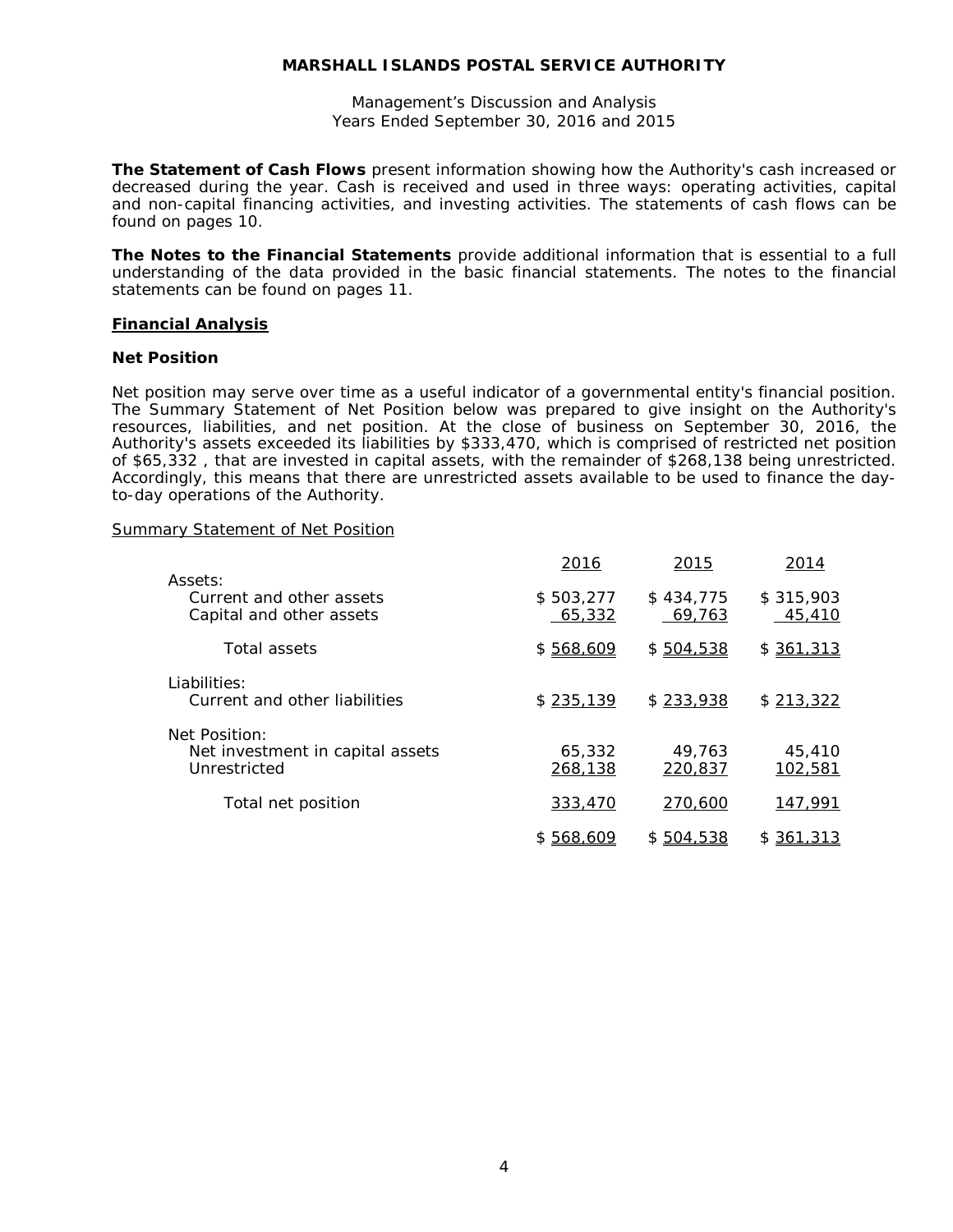**MARSHALL ISLANDS POSTAL SERVICE AUTHORITY**

Management's Discussion and Analysis
Years Ended September 30, 2016 and 2015

**The Statement of Cash Flows** present information showing how the Authority's cash increased or decreased during the year. Cash is received and used in three ways: operating activities, capital and non-capital financing activities, and investing activities. The statements of cash flows can be found on pages 10.

**The Notes to the Financial Statements** provide additional information that is essential to a full understanding of the data provided in the basic financial statements. The notes to the financial statements can be found on pages 11.

## Financial Analysis

### Net Position

Net position may serve over time as a useful indicator of a governmental entity's financial position. The Summary Statement of Net Position below was prepared to give insight on the Authority's resources, liabilities, and net position. At the close of business on September 30, 2016, the Authority's assets exceeded its liabilities by $333,470, which is comprised of restricted net position of $65,332 , that are invested in capital assets, with the remainder of $268,138 being unrestricted. Accordingly, this means that there are unrestricted assets available to be used to finance the day-to-day operations of the Authority.

Summary Statement of Net Position

| | 2016 | 2015 | 2014 |
|---|---|---|---|
| Assets: | | | |
| Current and other assets | $ 503,277 | $ 434,775 | $ 315,903 |
| Capital and other assets | 65,332 | 69,763 | 45,410 |
| Total assets | $ 568,609 | $ 504,538 | $ 361,313 |
| Liabilities: | | | |
| Current and other liabilities | $ 235,139 | $ 233,938 | $ 213,322 |
| Net Position: | | | |
| Net investment in capital assets | 65,332 | 49,763 | 45,410 |
| Unrestricted | 268,138 | 220,837 | 102,581 |
| Total net position | 333,470 | 270,600 | 147,991 |
| | $ 568,609 | $ 504,538 | $ 361,313 |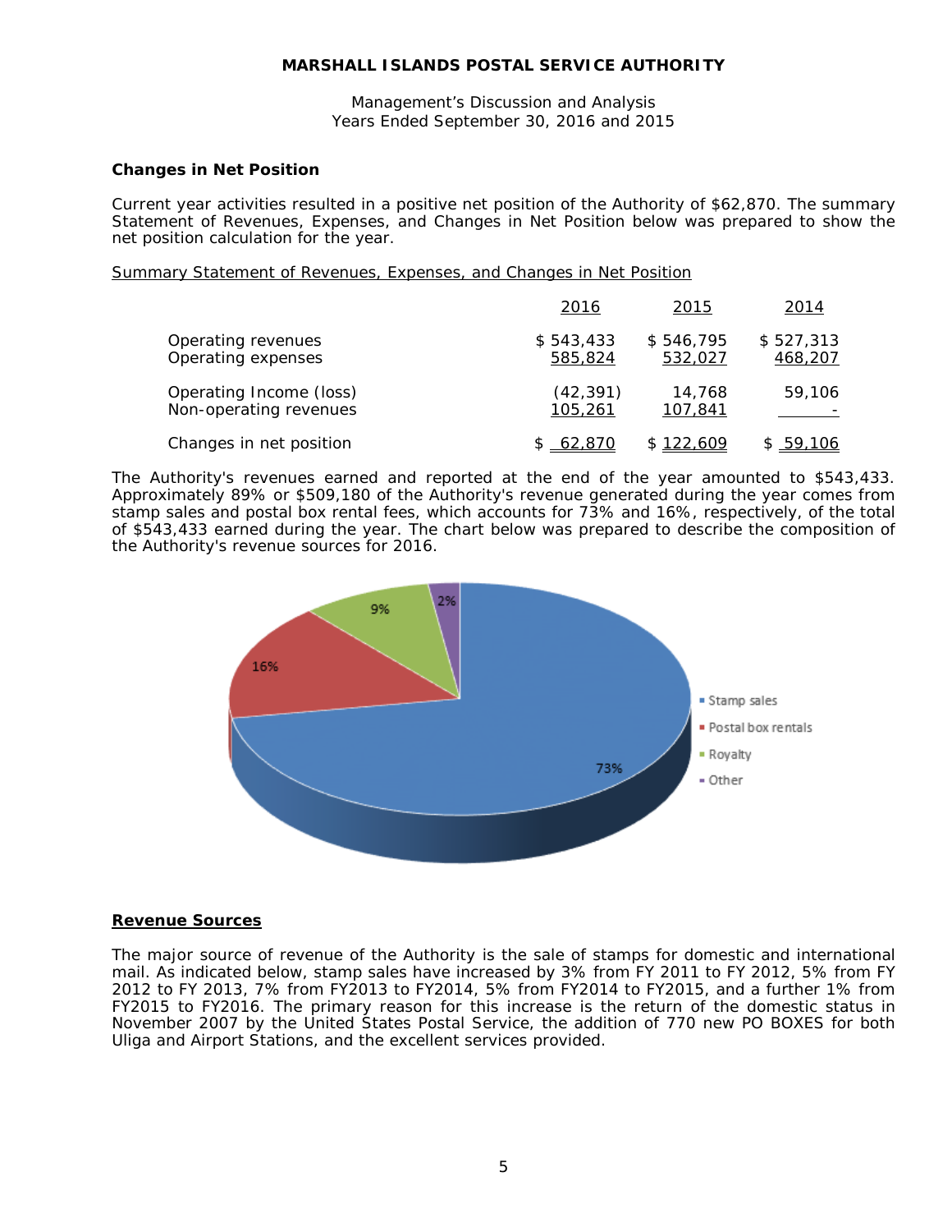MARSHALL ISLANDS POSTAL SERVICE AUTHORITY

Management's Discussion and Analysis
Years Ended September 30, 2016 and 2015

**Changes in Net Position**

Current year activities resulted in a positive net position of the Authority of $62,870. The summary Statement of Revenues, Expenses, and Changes in Net Position below was prepared to show the net position calculation for the year.

Summary Statement of Revenues, Expenses, and Changes in Net Position

| | 2016 | 2015 | 2014 |
|---|---|---|---|
| Operating revenues | $ 543,433 | $ 546,795 | $ 527,313 |
| Operating expenses | 585,824 | 532,027 | 468,207 |
| Operating Income (loss) | (42,391) | 14,768 | 59,106 |
| Non-operating revenues | 105,261 | 107,841 | - |
| Changes in net position | $ 62,870 | $ 122,609 | $ 59,106 |

The Authority's revenues earned and reported at the end of the year amounted to $543,433. Approximately 89% or $509,180 of the Authority's revenue generated during the year comes from stamp sales and postal box rental fees, which accounts for 73% and 16%, respectively, of the total of $543,433 earned during the year. The chart below was prepared to describe the composition of the Authority's revenue sources for 2016.

| Revenue source | Percentage |
|---|---|
| Stamp sales | 73% |
| Postal box rentals | 16% |
| Royalty | 9% |
| Other | 2% |

**Revenue Sources**

The major source of revenue of the Authority is the sale of stamps for domestic and international mail. As indicated below, stamp sales have increased by 3% from FY 2011 to FY 2012, 5% from FY 2012 to FY 2013, 7% from FY2013 to FY2014, 5% from FY2014 to FY2015, and a further 1% from FY2015 to FY2016. The primary reason for this increase is the return of the domestic status in November 2007 by the United States Postal Service, the addition of 770 new PO BOXES for both Uliga and Airport Stations, and the excellent services provided.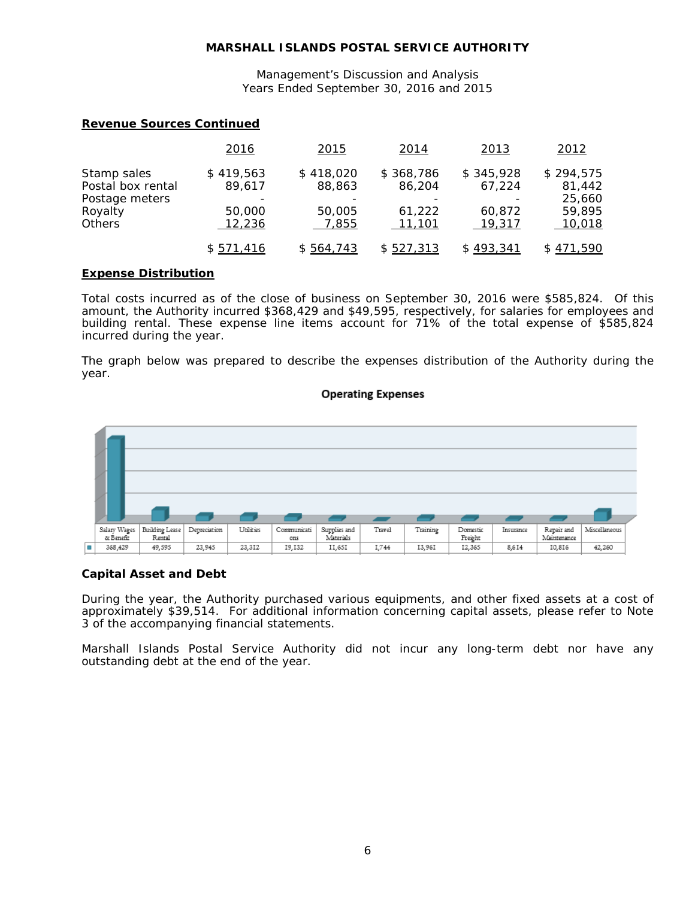**MARSHALL ISLANDS POSTAL SERVICE AUTHORITY**

Management's Discussion and Analysis
Years Ended September 30, 2016 and 2015

**Revenue Sources Continued**

| | 2016 | 2015 | 2014 | 2013 | 2012 |
|---|---|---|---|---|---|
| Stamp sales | $ 419,563 | $ 418,020 | $ 368,786 | $ 345,928 | $ 294,575 |
| Postal box rental | 89,617 | 88,863 | 86,204 | 67,224 | 81,442 |
| Postage meters | - | - | - | - | 25,660 |
| Royalty | 50,000 | 50,005 | 61,222 | 60,872 | 59,895 |
| Others | 12,236 | 7,855 | 11,101 | 19,317 | 10,018 |
| | $ 571,416 | $ 564,743 | $ 527,313 | $ 493,341 | $ 471,590 |

**Expense Distribution**

Total costs incurred as of the close of business on September 30, 2016 were $585,824. Of this amount, the Authority incurred $368,429 and $49,595, respectively, for salaries for employees and building rental. These expense line items account for 71% of the total expense of $585,824 incurred during the year.

The graph below was prepared to describe the expenses distribution of the Authority during the year.

**Operating Expenses**

| Salary Wages & Benefit | Building Lease Rental | Depreciation | Utilities | Communications | Supplies and Materials | Travel | Training | Domestic Freight | Insurance | Repair and Maintenance | Miscellaneous |
|---|---|---|---|---|---|---|---|---|---|---|---|
| 368,429 | 49,595 | 23,945 | 23,312 | 19,132 | 11,651 | 1,744 | 13,961 | 12,365 | 8,614 | 10,816 | 42,260 |

**Capital Asset and Debt**

During the year, the Authority purchased various equipments, and other fixed assets at a cost of approximately $39,514. For additional information concerning capital assets, please refer to Note 3 of the accompanying financial statements.

Marshall Islands Postal Service Authority did not incur any long-term debt nor have any outstanding debt at the end of the year.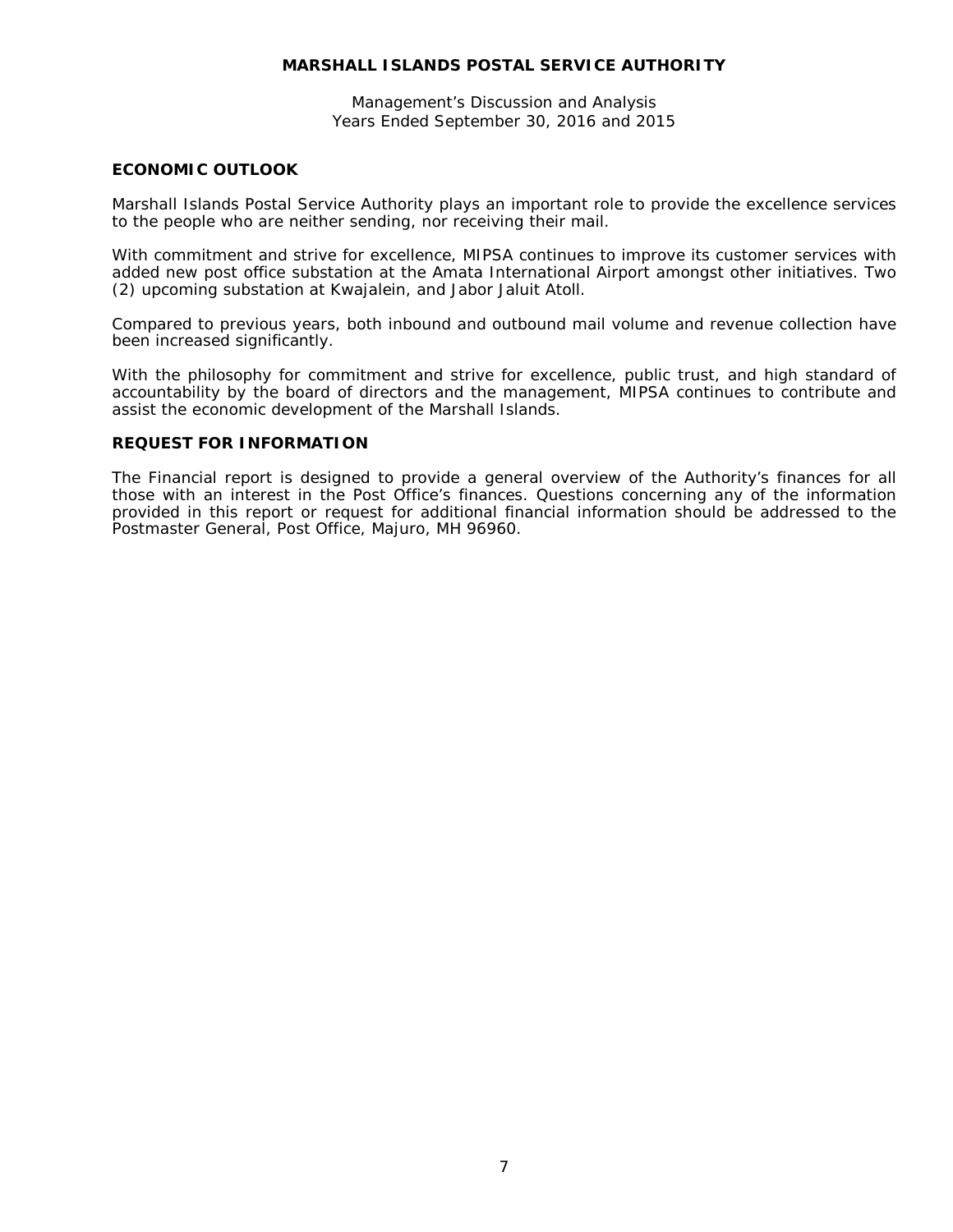## ECONOMIC OUTLOOK

Marshall Islands Postal Service Authority plays an important role to provide the excellence services to the people who are neither sending, nor receiving their mail.

With commitment and strive for excellence, MIPSA continues to improve its customer services with added new post office substation at the Amata International Airport amongst other initiatives. Two (2) upcoming substation at Kwajalein, and Jabor Jaluit Atoll.

Compared to previous years, both inbound and outbound mail volume and revenue collection have been increased significantly.

With the philosophy for commitment and strive for excellence, public trust, and high standard of accountability by the board of directors and the management, MIPSA continues to contribute and assist the economic development of the Marshall Islands.

## REQUEST FOR INFORMATION

The Financial report is designed to provide a general overview of the Authority's finances for all those with an interest in the Post Office's finances. Questions concerning any of the information provided in this report or request for additional financial information should be addressed to the Postmaster General, Post Office, Majuro, MH 96960.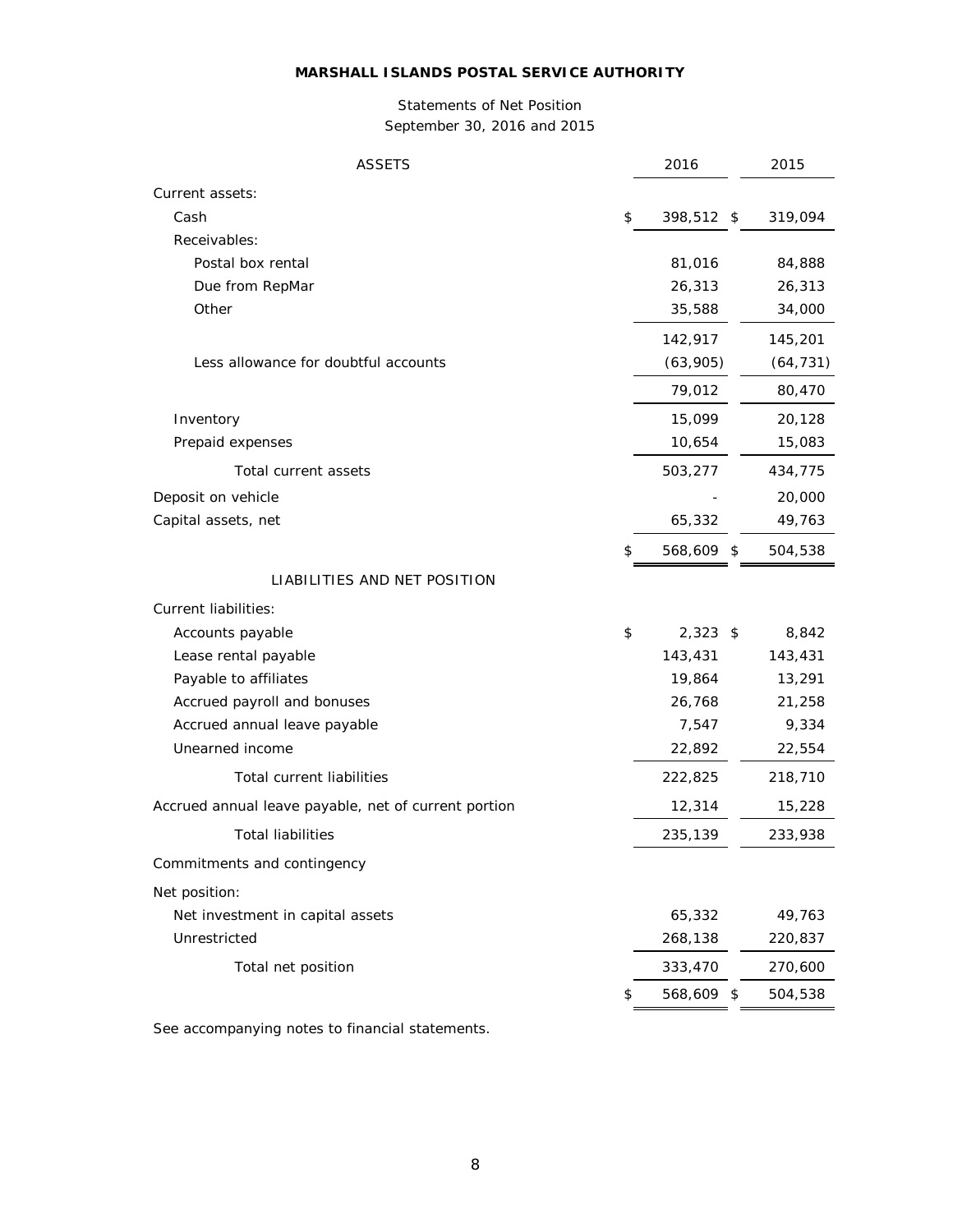**MARSHALL ISLANDS POSTAL SERVICE AUTHORITY**

Statements of Net Position
September 30, 2016 and 2015

| ASSETS | 2016 | 2015 |
|---|---|---|
| Current assets: | | |
| Cash | $ 398,512 | $ 319,094 |
| Receivables: | | |
| Postal box rental | 81,016 | 84,888 |
| Due from RepMar | 26,313 | 26,313 |
| Other | 35,588 | 34,000 |
| | 142,917 | 145,201 |
| Less allowance for doubtful accounts | (63,905) | (64,731) |
| | 79,012 | 80,470 |
| Inventory | 15,099 | 20,128 |
| Prepaid expenses | 10,654 | 15,083 |
| Total current assets | 503,277 | 434,775 |
| Deposit on vehicle | - | 20,000 |
| Capital assets, net | 65,332 | 49,763 |
| | $ 568,609 | $ 504,538 |
| LIABILITIES AND NET POSITION | | |
| Current liabilities: | | |
| Accounts payable | $ 2,323 | $ 8,842 |
| Lease rental payable | 143,431 | 143,431 |
| Payable to affiliates | 19,864 | 13,291 |
| Accrued payroll and bonuses | 26,768 | 21,258 |
| Accrued annual leave payable | 7,547 | 9,334 |
| Unearned income | 22,892 | 22,554 |
| Total current liabilities | 222,825 | 218,710 |
| Accrued annual leave payable, net of current portion | 12,314 | 15,228 |
| Total liabilities | 235,139 | 233,938 |
| Commitments and contingency | | |
| Net position: | | |
| Net investment in capital assets | 65,332 | 49,763 |
| Unrestricted | 268,138 | 220,837 |
| Total net position | 333,470 | 270,600 |
| | $ 568,609 | $ 504,538 |

See accompanying notes to financial statements.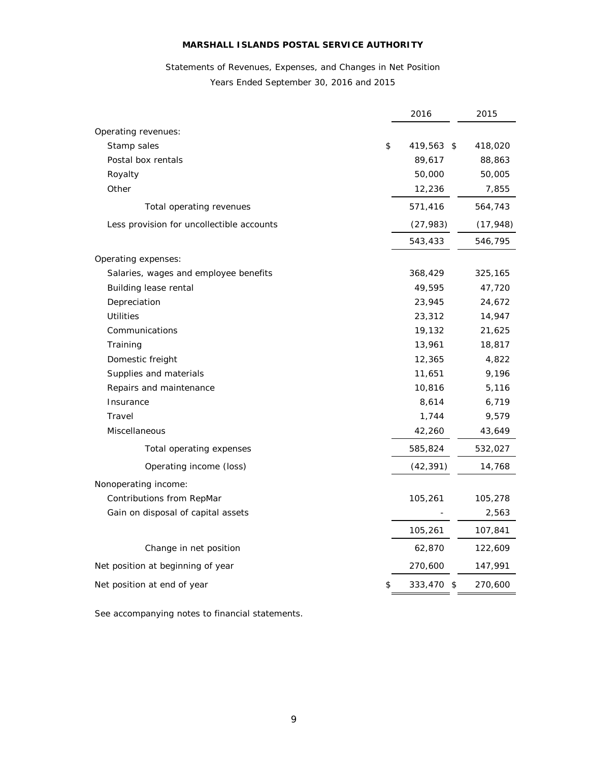**MARSHALL ISLANDS POSTAL SERVICE AUTHORITY**

Statements of Revenues, Expenses, and Changes in Net Position

Years Ended September 30, 2016 and 2015

| | 2016 | 2015 |
|---|---|---|
| Operating revenues: | | |
| Stamp sales | $ 419,563 | $ 418,020 |
| Postal box rentals | 89,617 | 88,863 |
| Royalty | 50,000 | 50,005 |
| Other | 12,236 | 7,855 |
| Total operating revenues | 571,416 | 564,743 |
| Less provision for uncollectible accounts | (27,983) | (17,948) |
| | 543,433 | 546,795 |
| Operating expenses: | | |
| Salaries, wages and employee benefits | 368,429 | 325,165 |
| Building lease rental | 49,595 | 47,720 |
| Depreciation | 23,945 | 24,672 |
| Utilities | 23,312 | 14,947 |
| Communications | 19,132 | 21,625 |
| Training | 13,961 | 18,817 |
| Domestic freight | 12,365 | 4,822 |
| Supplies and materials | 11,651 | 9,196 |
| Repairs and maintenance | 10,816 | 5,116 |
| Insurance | 8,614 | 6,719 |
| Travel | 1,744 | 9,579 |
| Miscellaneous | 42,260 | 43,649 |
| Total operating expenses | 585,824 | 532,027 |
| Operating income (loss) | (42,391) | 14,768 |
| Nonoperating income: | | |
| Contributions from RepMar | 105,261 | 105,278 |
| Gain on disposal of capital assets | - | 2,563 |
| | 105,261 | 107,841 |
| Change in net position | 62,870 | 122,609 |
| Net position at beginning of year | 270,600 | 147,991 |
| Net position at end of year | $ 333,470 | $ 270,600 |

See accompanying notes to financial statements.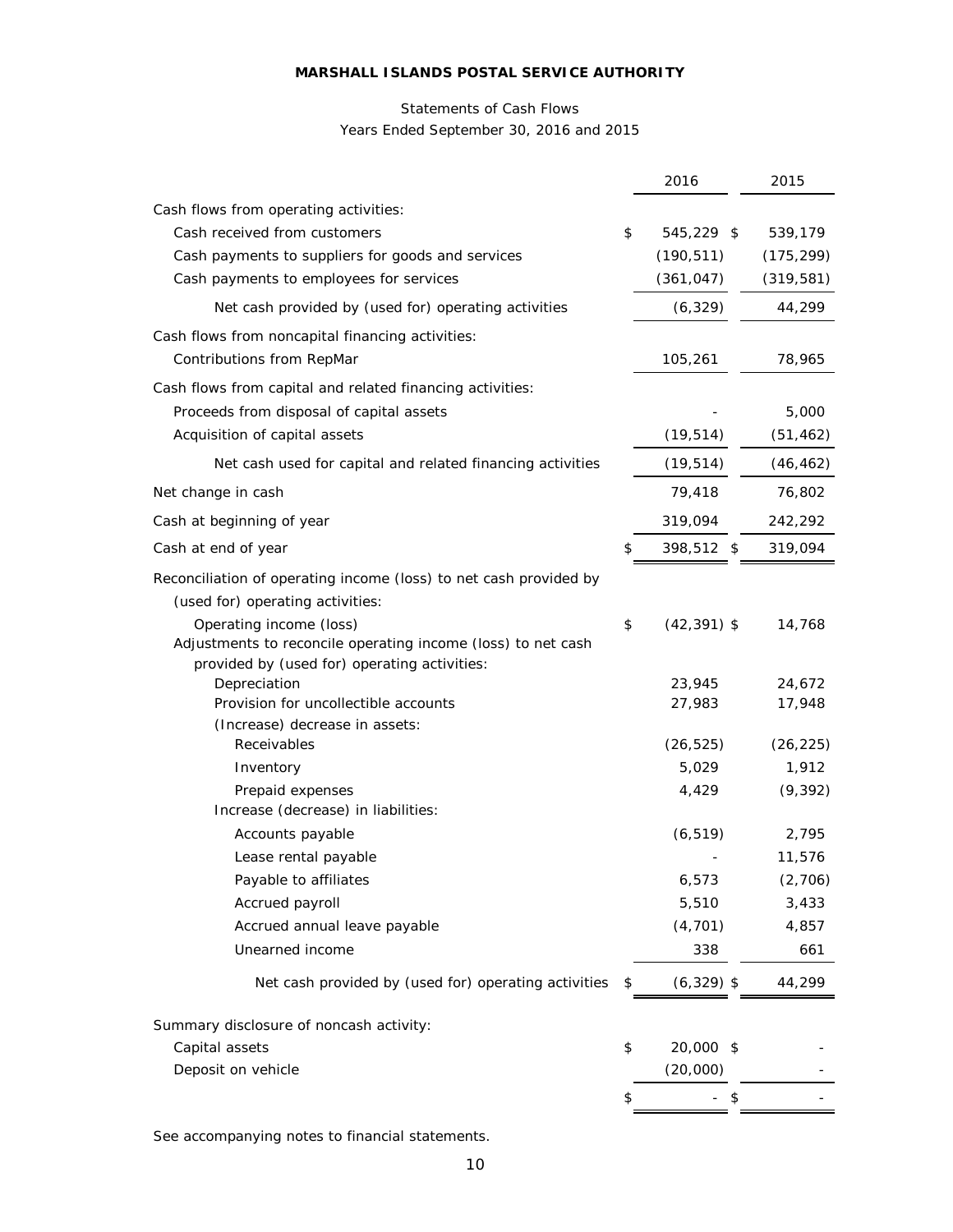# MARSHALL ISLANDS POSTAL SERVICE AUTHORITY

Statements of Cash Flows
Years Ended September 30, 2016 and 2015

| | 2016 | 2015 |
|---|---|---|
| Cash flows from operating activities: | | |
| Cash received from customers | $ 545,229 | $ 539,179 |
| Cash payments to suppliers for goods and services | (190,511) | (175,299) |
| Cash payments to employees for services | (361,047) | (319,581) |
| Net cash provided by (used for) operating activities | (6,329) | 44,299 |
| Cash flows from noncapital financing activities: | | |
| Contributions from RepMar | 105,261 | 78,965 |
| Cash flows from capital and related financing activities: | | |
| Proceeds from disposal of capital assets | - | 5,000 |
| Acquisition of capital assets | (19,514) | (51,462) |
| Net cash used for capital and related financing activities | (19,514) | (46,462) |
| Net change in cash | 79,418 | 76,802 |
| Cash at beginning of year | 319,094 | 242,292 |
| Cash at end of year | $ 398,512 | $ 319,094 |
| Reconciliation of operating income (loss) to net cash provided by (used for) operating activities: | | |
| Operating income (loss) | $ (42,391) | $ 14,768 |
| Adjustments to reconcile operating income (loss) to net cash provided by (used for) operating activities: | | |
| Depreciation | 23,945 | 24,672 |
| Provision for uncollectible accounts | 27,983 | 17,948 |
| (Increase) decrease in assets: | | |
| Receivables | (26,525) | (26,225) |
| Inventory | 5,029 | 1,912 |
| Prepaid expenses | 4,429 | (9,392) |
| Increase (decrease) in liabilities: | | |
| Accounts payable | (6,519) | 2,795 |
| Lease rental payable | - | 11,576 |
| Payable to affiliates | 6,573 | (2,706) |
| Accrued payroll | 5,510 | 3,433 |
| Accrued annual leave payable | (4,701) | 4,857 |
| Unearned income | 338 | 661 |
| Net cash provided by (used for) operating activities | $ (6,329) | $ 44,299 |
| Summary disclosure of noncash activity: | | |
| Capital assets | $ 20,000 | $ - |
| Deposit on vehicle | (20,000) | - |
| | $ - | $ - |

See accompanying notes to financial statements.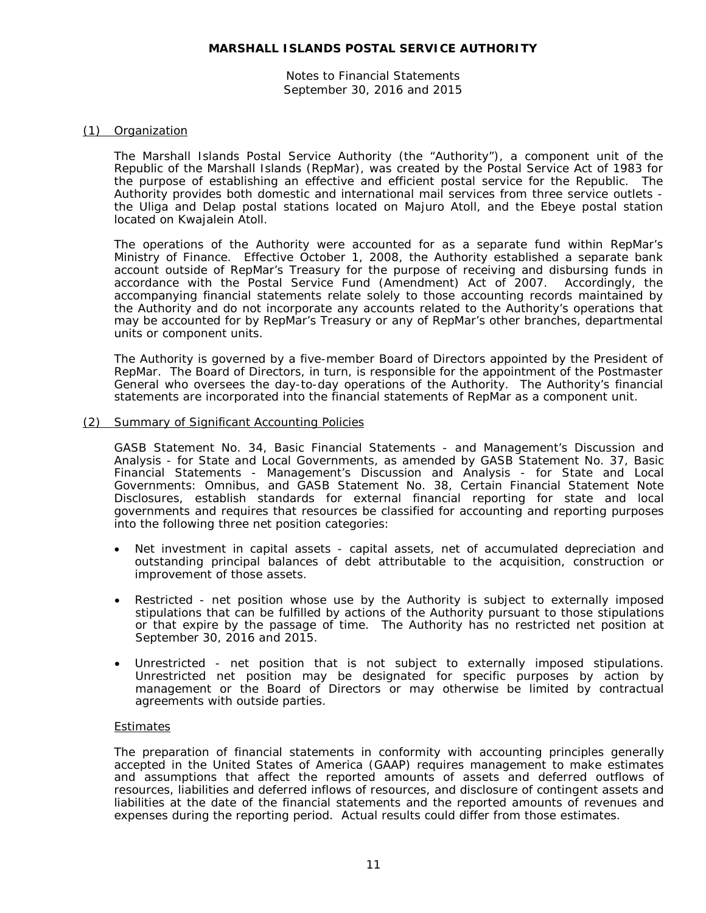# MARSHALL ISLANDS POSTAL SERVICE AUTHORITY

Notes to Financial Statements
September 30, 2016 and 2015

## (1) Organization

The Marshall Islands Postal Service Authority (the "Authority"), a component unit of the Republic of the Marshall Islands (RepMar), was created by the Postal Service Act of 1983 for the purpose of establishing an effective and efficient postal service for the Republic. The Authority provides both domestic and international mail services from three service outlets - the Uliga and Delap postal stations located on Majuro Atoll, and the Ebeye postal station located on Kwajalein Atoll.

The operations of the Authority were accounted for as a separate fund within RepMar's Ministry of Finance. Effective October 1, 2008, the Authority established a separate bank account outside of RepMar's Treasury for the purpose of receiving and disbursing funds in accordance with the Postal Service Fund (Amendment) Act of 2007. Accordingly, the accompanying financial statements relate solely to those accounting records maintained by the Authority and do not incorporate any accounts related to the Authority's operations that may be accounted for by RepMar's Treasury or any of RepMar's other branches, departmental units or component units.

The Authority is governed by a five-member Board of Directors appointed by the President of RepMar. The Board of Directors, in turn, is responsible for the appointment of the Postmaster General who oversees the day-to-day operations of the Authority. The Authority's financial statements are incorporated into the financial statements of RepMar as a component unit.

## (2) Summary of Significant Accounting Policies

GASB Statement No. 34, Basic Financial Statements - and Management's Discussion and Analysis - for State and Local Governments, as amended by GASB Statement No. 37, Basic Financial Statements - Management's Discussion and Analysis - for State and Local Governments: Omnibus, and GASB Statement No. 38, Certain Financial Statement Note Disclosures, establish standards for external financial reporting for state and local governments and requires that resources be classified for accounting and reporting purposes into the following three net position categories:

- Net investment in capital assets - capital assets, net of accumulated depreciation and outstanding principal balances of debt attributable to the acquisition, construction or improvement of those assets.

- Restricted - net position whose use by the Authority is subject to externally imposed stipulations that can be fulfilled by actions of the Authority pursuant to those stipulations or that expire by the passage of time. The Authority has no restricted net position at September 30, 2016 and 2015.

- Unrestricted - net position that is not subject to externally imposed stipulations. Unrestricted net position may be designated for specific purposes by action by management or the Board of Directors or may otherwise be limited by contractual agreements with outside parties.

### Estimates

The preparation of financial statements in conformity with accounting principles generally accepted in the United States of America (GAAP) requires management to make estimates and assumptions that affect the reported amounts of assets and deferred outflows of resources, liabilities and deferred inflows of resources, and disclosure of contingent assets and liabilities at the date of the financial statements and the reported amounts of revenues and expenses during the reporting period. Actual results could differ from those estimates.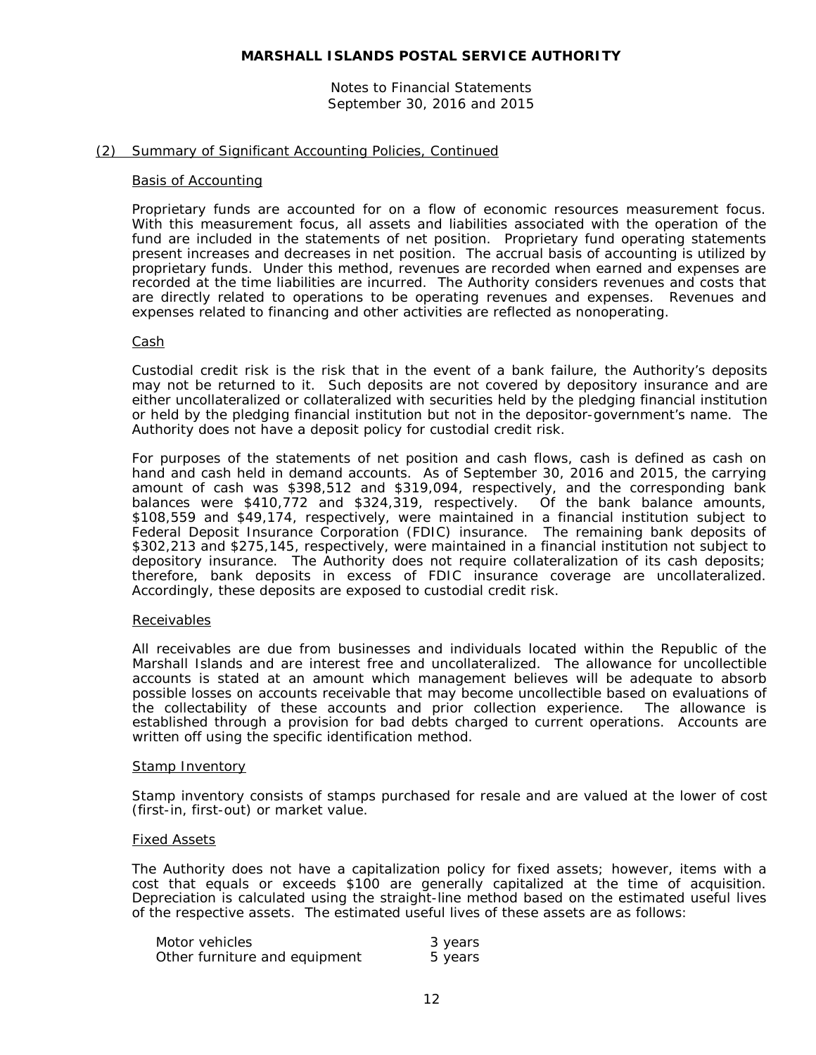**MARSHALL ISLANDS POSTAL SERVICE AUTHORITY**

Notes to Financial Statements
September 30, 2016 and 2015

## (2) Summary of Significant Accounting Policies, Continued

### Basis of Accounting

Proprietary funds are accounted for on a flow of economic resources measurement focus. With this measurement focus, all assets and liabilities associated with the operation of the fund are included in the statements of net position. Proprietary fund operating statements present increases and decreases in net position. The accrual basis of accounting is utilized by proprietary funds. Under this method, revenues are recorded when earned and expenses are recorded at the time liabilities are incurred. The Authority considers revenues and costs that are directly related to operations to be operating revenues and expenses. Revenues and expenses related to financing and other activities are reflected as nonoperating.

### Cash

Custodial credit risk is the risk that in the event of a bank failure, the Authority's deposits may not be returned to it. Such deposits are not covered by depository insurance and are either uncollateralized or collateralized with securities held by the pledging financial institution or held by the pledging financial institution but not in the depositor-government's name. The Authority does not have a deposit policy for custodial credit risk.

For purposes of the statements of net position and cash flows, cash is defined as cash on hand and cash held in demand accounts. As of September 30, 2016 and 2015, the carrying amount of cash was $398,512 and $319,094, respectively, and the corresponding bank balances were $410,772 and $324,319, respectively. Of the bank balance amounts, $108,559 and $49,174, respectively, were maintained in a financial institution subject to Federal Deposit Insurance Corporation (FDIC) insurance. The remaining bank deposits of $302,213 and $275,145, respectively, were maintained in a financial institution not subject to depository insurance. The Authority does not require collateralization of its cash deposits; therefore, bank deposits in excess of FDIC insurance coverage are uncollateralized. Accordingly, these deposits are exposed to custodial credit risk.

### Receivables

All receivables are due from businesses and individuals located within the Republic of the Marshall Islands and are interest free and uncollateralized. The allowance for uncollectible accounts is stated at an amount which management believes will be adequate to absorb possible losses on accounts receivable that may become uncollectible based on evaluations of the collectability of these accounts and prior collection experience. The allowance is established through a provision for bad debts charged to current operations. Accounts are written off using the specific identification method.

### Stamp Inventory

Stamp inventory consists of stamps purchased for resale and are valued at the lower of cost (first-in, first-out) or market value.

### Fixed Assets

The Authority does not have a capitalization policy for fixed assets; however, items with a cost that equals or exceeds $100 are generally capitalized at the time of acquisition. Depreciation is calculated using the straight-line method based on the estimated useful lives of the respective assets. The estimated useful lives of these assets are as follows:

| | |
|---|---|
| Motor vehicles | 3 years |
| Other furniture and equipment | 5 years |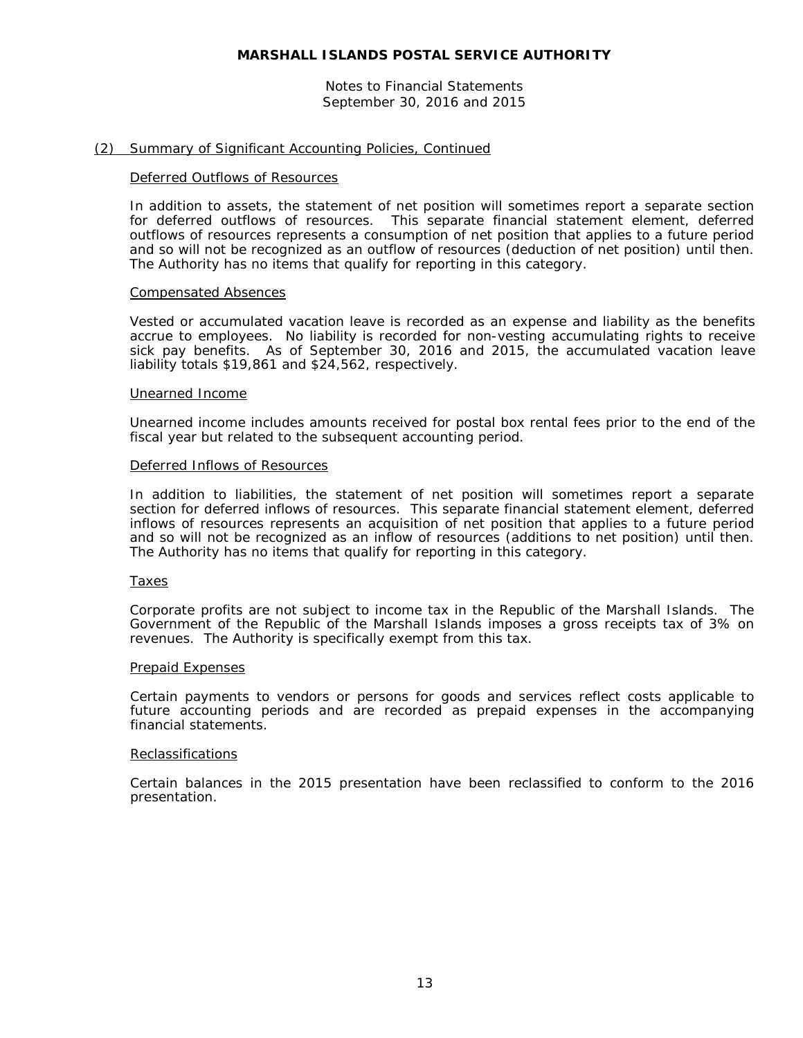**MARSHALL ISLANDS POSTAL SERVICE AUTHORITY**

Notes to Financial Statements
September 30, 2016 and 2015

## (2) Summary of Significant Accounting Policies, Continued

### Deferred Outflows of Resources

In addition to assets, the statement of net position will sometimes report a separate section for deferred outflows of resources. This separate financial statement element, deferred outflows of resources represents a consumption of net position that applies to a future period and so will not be recognized as an outflow of resources (deduction of net position) until then. The Authority has no items that qualify for reporting in this category.

### Compensated Absences

Vested or accumulated vacation leave is recorded as an expense and liability as the benefits accrue to employees. No liability is recorded for non-vesting accumulating rights to receive sick pay benefits. As of September 30, 2016 and 2015, the accumulated vacation leave liability totals $19,861 and $24,562, respectively.

### Unearned Income

Unearned income includes amounts received for postal box rental fees prior to the end of the fiscal year but related to the subsequent accounting period.

### Deferred Inflows of Resources

In addition to liabilities, the statement of net position will sometimes report a separate section for deferred inflows of resources. This separate financial statement element, deferred inflows of resources represents an acquisition of net position that applies to a future period and so will not be recognized as an inflow of resources (additions to net position) until then. The Authority has no items that qualify for reporting in this category.

### Taxes

Corporate profits are not subject to income tax in the Republic of the Marshall Islands. The Government of the Republic of the Marshall Islands imposes a gross receipts tax of 3% on revenues. The Authority is specifically exempt from this tax.

### Prepaid Expenses

Certain payments to vendors or persons for goods and services reflect costs applicable to future accounting periods and are recorded as prepaid expenses in the accompanying financial statements.

### Reclassifications

Certain balances in the 2015 presentation have been reclassified to conform to the 2016 presentation.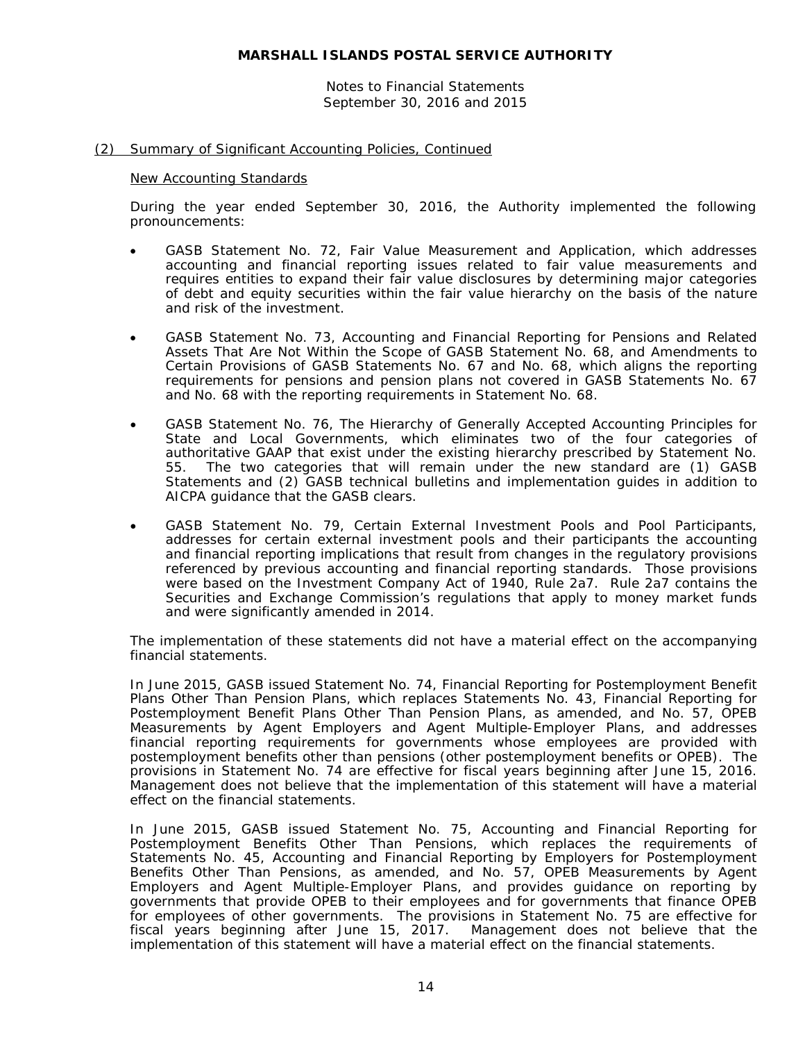## (2) Summary of Significant Accounting Policies, Continued

### New Accounting Standards

During the year ended September 30, 2016, the Authority implemented the following pronouncements:

- GASB Statement No. 72, Fair Value Measurement and Application, which addresses accounting and financial reporting issues related to fair value measurements and requires entities to expand their fair value disclosures by determining major categories of debt and equity securities within the fair value hierarchy on the basis of the nature and risk of the investment.

- GASB Statement No. 73, Accounting and Financial Reporting for Pensions and Related Assets That Are Not Within the Scope of GASB Statement No. 68, and Amendments to Certain Provisions of GASB Statements No. 67 and No. 68, which aligns the reporting requirements for pensions and pension plans not covered in GASB Statements No. 67 and No. 68 with the reporting requirements in Statement No. 68.

- GASB Statement No. 76, The Hierarchy of Generally Accepted Accounting Principles for State and Local Governments, which eliminates two of the four categories of authoritative GAAP that exist under the existing hierarchy prescribed by Statement No. 55. The two categories that will remain under the new standard are (1) GASB Statements and (2) GASB technical bulletins and implementation guides in addition to AICPA guidance that the GASB clears.

- GASB Statement No. 79, Certain External Investment Pools and Pool Participants, addresses for certain external investment pools and their participants the accounting and financial reporting implications that result from changes in the regulatory provisions referenced by previous accounting and financial reporting standards. Those provisions were based on the Investment Company Act of 1940, Rule 2a7. Rule 2a7 contains the Securities and Exchange Commission's regulations that apply to money market funds and were significantly amended in 2014.

The implementation of these statements did not have a material effect on the accompanying financial statements.

In June 2015, GASB issued Statement No. 74, Financial Reporting for Postemployment Benefit Plans Other Than Pension Plans, which replaces Statements No. 43, Financial Reporting for Postemployment Benefit Plans Other Than Pension Plans, as amended, and No. 57, OPEB Measurements by Agent Employers and Agent Multiple-Employer Plans, and addresses financial reporting requirements for governments whose employees are provided with postemployment benefits other than pensions (other postemployment benefits or OPEB). The provisions in Statement No. 74 are effective for fiscal years beginning after June 15, 2016. Management does not believe that the implementation of this statement will have a material effect on the financial statements.

In June 2015, GASB issued Statement No. 75, Accounting and Financial Reporting for Postemployment Benefits Other Than Pensions, which replaces the requirements of Statements No. 45, Accounting and Financial Reporting by Employers for Postemployment Benefits Other Than Pensions, as amended, and No. 57, OPEB Measurements by Agent Employers and Agent Multiple-Employer Plans, and provides guidance on reporting by governments that provide OPEB to their employees and for governments that finance OPEB for employees of other governments. The provisions in Statement No. 75 are effective for fiscal years beginning after June 15, 2017. Management does not believe that the implementation of this statement will have a material effect on the financial statements.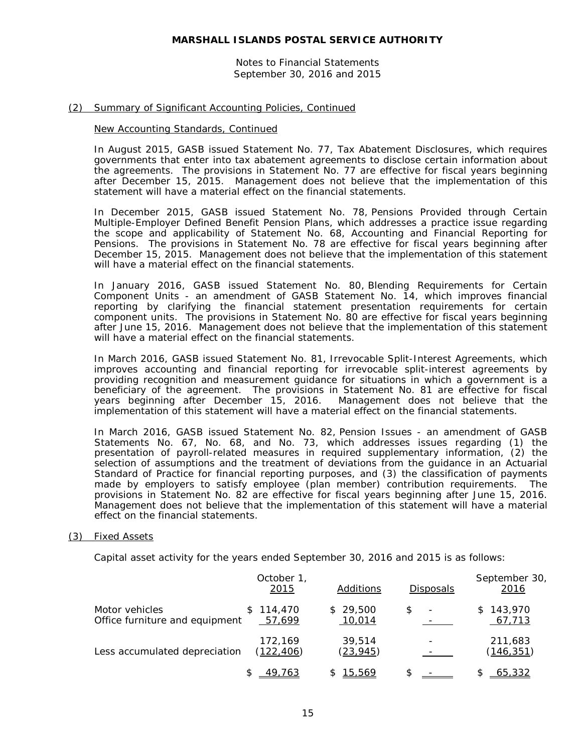**MARSHALL ISLANDS POSTAL SERVICE AUTHORITY**

Notes to Financial Statements
September 30, 2016 and 2015

## (2) Summary of Significant Accounting Policies, Continued

### New Accounting Standards, Continued

In August 2015, GASB issued Statement No. 77, Tax Abatement Disclosures, which requires governments that enter into tax abatement agreements to disclose certain information about the agreements. The provisions in Statement No. 77 are effective for fiscal years beginning after December 15, 2015. Management does not believe that the implementation of this statement will have a material effect on the financial statements.

In December 2015, GASB issued Statement No. 78, Pensions Provided through Certain Multiple-Employer Defined Benefit Pension Plans, which addresses a practice issue regarding the scope and applicability of Statement No. 68, Accounting and Financial Reporting for Pensions. The provisions in Statement No. 78 are effective for fiscal years beginning after December 15, 2015. Management does not believe that the implementation of this statement will have a material effect on the financial statements.

In January 2016, GASB issued Statement No. 80, Blending Requirements for Certain Component Units - an amendment of GASB Statement No. 14, which improves financial reporting by clarifying the financial statement presentation requirements for certain component units. The provisions in Statement No. 80 are effective for fiscal years beginning after June 15, 2016. Management does not believe that the implementation of this statement will have a material effect on the financial statements.

In March 2016, GASB issued Statement No. 81, Irrevocable Split-Interest Agreements, which improves accounting and financial reporting for irrevocable split-interest agreements by providing recognition and measurement guidance for situations in which a government is a beneficiary of the agreement. The provisions in Statement No. 81 are effective for fiscal years beginning after December 15, 2016. Management does not believe that the implementation of this statement will have a material effect on the financial statements.

In March 2016, GASB issued Statement No. 82, Pension Issues - an amendment of GASB Statements No. 67, No. 68, and No. 73, which addresses issues regarding (1) the presentation of payroll-related measures in required supplementary information, (2) the selection of assumptions and the treatment of deviations from the guidance in an Actuarial Standard of Practice for financial reporting purposes, and (3) the classification of payments made by employers to satisfy employee (plan member) contribution requirements. The provisions in Statement No. 82 are effective for fiscal years beginning after June 15, 2016. Management does not believe that the implementation of this statement will have a material effect on the financial statements.

## (3) Fixed Assets

Capital asset activity for the years ended September 30, 2016 and 2015 is as follows:

| | October 1, 2015 | Additions | Disposals | September 30, 2016 |
|---|---|---|---|---|
| Motor vehicles | $ 114,470 | $ 29,500 | $ - | $ 143,970 |
| Office furniture and equipment | 57,699 | 10,014 | - | 67,713 |
| | 172,169 | 39,514 | - | 211,683 |
| Less accumulated depreciation | (122,406) | (23,945) | - | (146,351) |
| | $ 49,763 | $ 15,569 | $ - | $ 65,332 |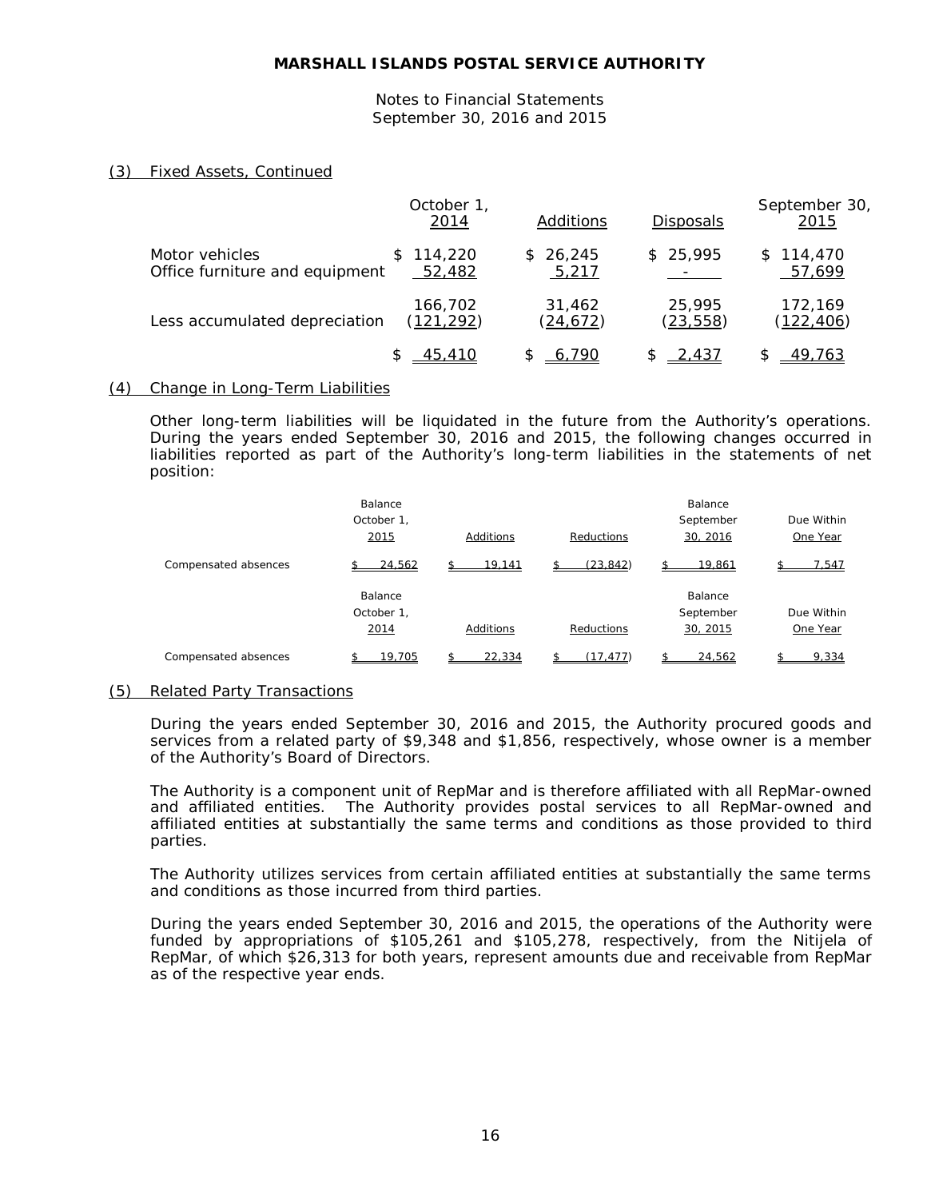# MARSHALL ISLANDS POSTAL SERVICE AUTHORITY

Notes to Financial Statements
September 30, 2016 and 2015

## (3) Fixed Assets, Continued

| | October 1, 2014 | Additions | Disposals | September 30, 2015 |
|---|---|---|---|---|
| Motor vehicles | $ 114,220 | $ 26,245 | $ 25,995 | $ 114,470 |
| Office furniture and equipment | 52,482 | 5,217 | - | 57,699 |
| | 166,702 | 31,462 | 25,995 | 172,169 |
| Less accumulated depreciation | (121,292) | (24,672) | (23,558) | (122,406) |
| | $ 45,410 | $ 6,790 | $ 2,437 | $ 49,763 |

## (4) Change in Long-Term Liabilities

Other long-term liabilities will be liquidated in the future from the Authority's operations. During the years ended September 30, 2016 and 2015, the following changes occurred in liabilities reported as part of the Authority's long-term liabilities in the statements of net position:

| | Balance October 1, 2015 | Additions | Reductions | Balance September 30, 2016 | Due Within One Year |
|---|---|---|---|---|---|
| Compensated absences | $ 24,562 | $ 19,141 | $ (23,842) | $ 19,861 | $ 7,547 |

| | Balance October 1, 2014 | Additions | Reductions | Balance September 30, 2015 | Due Within One Year |
|---|---|---|---|---|---|
| Compensated absences | $ 19,705 | $ 22,334 | $ (17,477) | $ 24,562 | $ 9,334 |

## (5) Related Party Transactions

During the years ended September 30, 2016 and 2015, the Authority procured goods and services from a related party of $9,348 and $1,856, respectively, whose owner is a member of the Authority's Board of Directors.

The Authority is a component unit of RepMar and is therefore affiliated with all RepMar-owned and affiliated entities. The Authority provides postal services to all RepMar-owned and affiliated entities at substantially the same terms and conditions as those provided to third parties.

The Authority utilizes services from certain affiliated entities at substantially the same terms and conditions as those incurred from third parties.

During the years ended September 30, 2016 and 2015, the operations of the Authority were funded by appropriations of $105,261 and $105,278, respectively, from the Nitijela of RepMar, of which $26,313 for both years, represent amounts due and receivable from RepMar as of the respective year ends.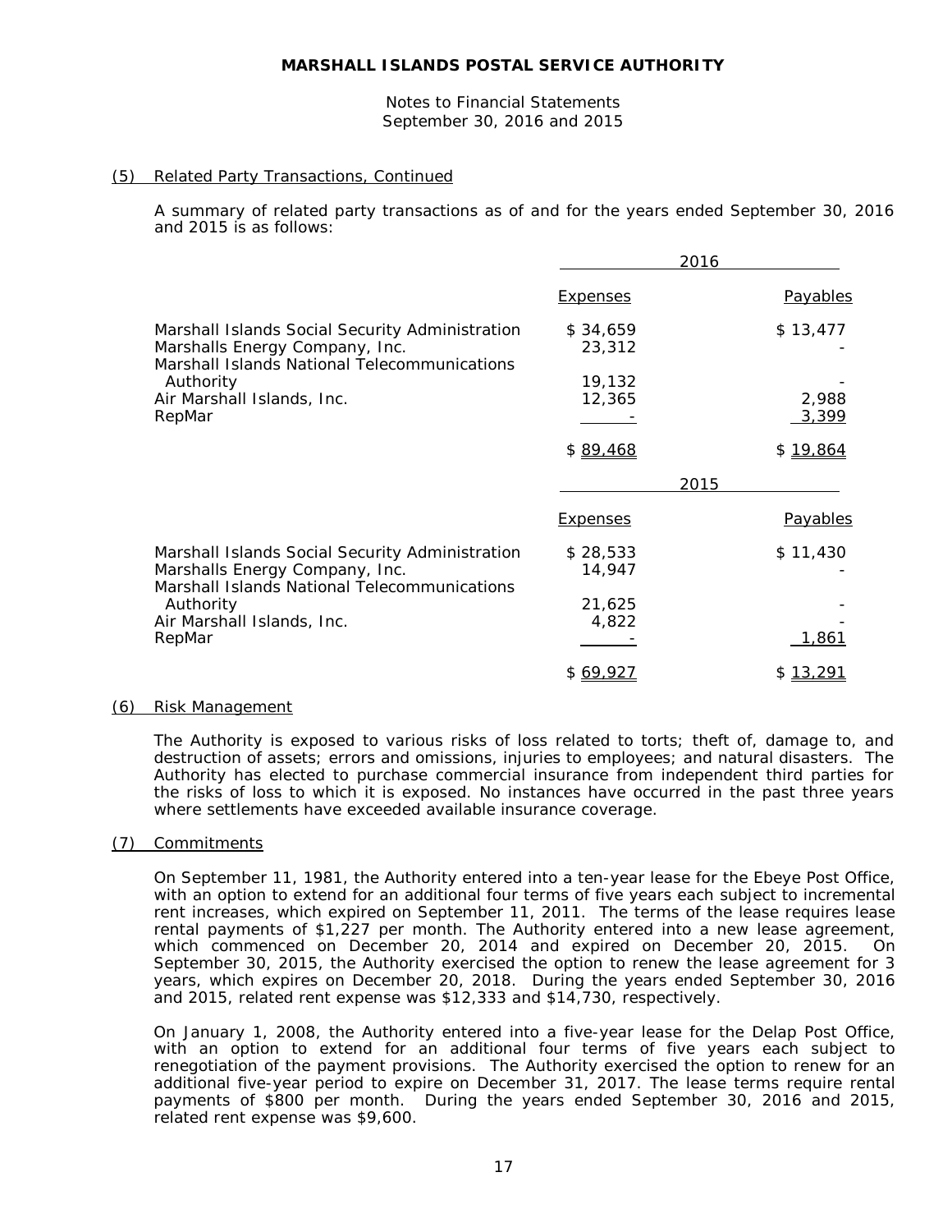## (5) Related Party Transactions, Continued

A summary of related party transactions as of and for the years ended September 30, 2016 and 2015 is as follows:

| | 2016 | |
|---|---|---|
| | Expenses | Payables |
| Marshall Islands Social Security Administration | $ 34,659 | $ 13,477 |
| Marshalls Energy Company, Inc. | 23,312 | - |
| Marshall Islands National Telecommunications Authority | 19,132 | - |
| Air Marshall Islands, Inc. | 12,365 | 2,988 |
| RepMar | - | 3,399 |
| | $ 89,468 | $ 19,864 |

| | 2015 | |
|---|---|---|
| | Expenses | Payables |
| Marshall Islands Social Security Administration | $ 28,533 | $ 11,430 |
| Marshalls Energy Company, Inc. | 14,947 | - |
| Marshall Islands National Telecommunications Authority | 21,625 | - |
| Air Marshall Islands, Inc. | 4,822 | - |
| RepMar | - | 1,861 |
| | $ 69,927 | $ 13,291 |

## (6) Risk Management

The Authority is exposed to various risks of loss related to torts; theft of, damage to, and destruction of assets; errors and omissions, injuries to employees; and natural disasters. The Authority has elected to purchase commercial insurance from independent third parties for the risks of loss to which it is exposed. No instances have occurred in the past three years where settlements have exceeded available insurance coverage.

## (7) Commitments

On September 11, 1981, the Authority entered into a ten-year lease for the Ebeye Post Office, with an option to extend for an additional four terms of five years each subject to incremental rent increases, which expired on September 11, 2011. The terms of the lease requires lease rental payments of $1,227 per month. The Authority entered into a new lease agreement, which commenced on December 20, 2014 and expired on December 20, 2015. On September 30, 2015, the Authority exercised the option to renew the lease agreement for 3 years, which expires on December 20, 2018. During the years ended September 30, 2016 and 2015, related rent expense was $12,333 and $14,730, respectively.

On January 1, 2008, the Authority entered into a five-year lease for the Delap Post Office, with an option to extend for an additional four terms of five years each subject to renegotiation of the payment provisions. The Authority exercised the option to renew for an additional five-year period to expire on December 31, 2017. The lease terms require rental payments of $800 per month. During the years ended September 30, 2016 and 2015, related rent expense was $9,600.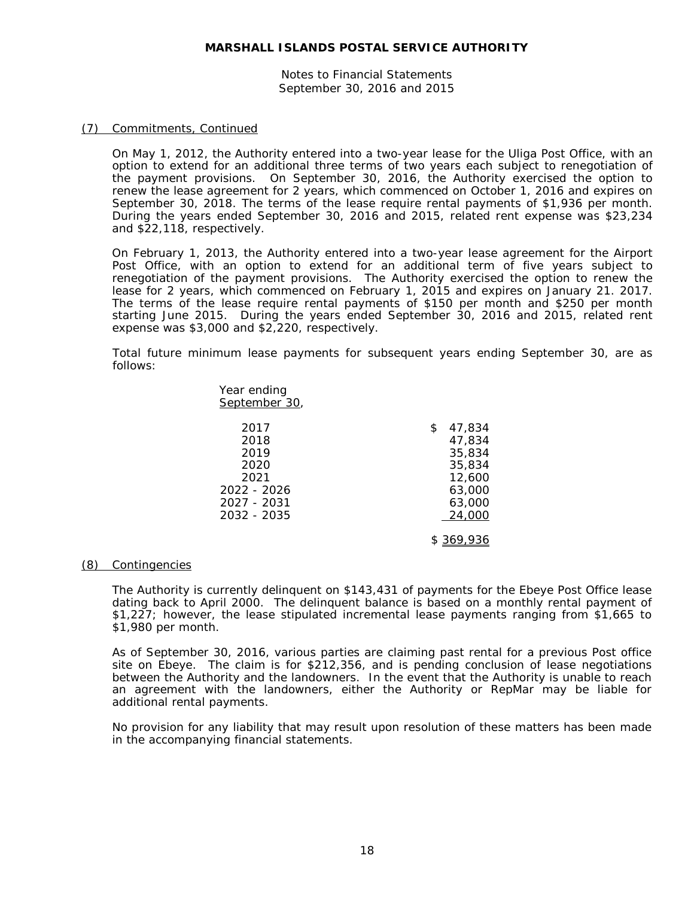## (7) Commitments, Continued

On May 1, 2012, the Authority entered into a two-year lease for the Uliga Post Office, with an option to extend for an additional three terms of two years each subject to renegotiation of the payment provisions. On September 30, 2016, the Authority exercised the option to renew the lease agreement for 2 years, which commenced on October 1, 2016 and expires on September 30, 2018. The terms of the lease require rental payments of $1,936 per month. During the years ended September 30, 2016 and 2015, related rent expense was $23,234 and $22,118, respectively.

On February 1, 2013, the Authority entered into a two-year lease agreement for the Airport Post Office, with an option to extend for an additional term of five years subject to renegotiation of the payment provisions. The Authority exercised the option to renew the lease for 2 years, which commenced on February 1, 2015 and expires on January 21. 2017. The terms of the lease require rental payments of $150 per month and $250 per month starting June 2015. During the years ended September 30, 2016 and 2015, related rent expense was $3,000 and $2,220, respectively.

Total future minimum lease payments for subsequent years ending September 30, are as follows:

| Year ending September 30, | |
|---|---|
| 2017 | $ 47,834 |
| 2018 | 47,834 |
| 2019 | 35,834 |
| 2020 | 35,834 |
| 2021 | 12,600 |
| 2022 - 2026 | 63,000 |
| 2027 - 2031 | 63,000 |
| 2032 - 2035 | 24,000 |
| | $ 369,936 |

## (8) Contingencies

The Authority is currently delinquent on $143,431 of payments for the Ebeye Post Office lease dating back to April 2000. The delinquent balance is based on a monthly rental payment of $1,227; however, the lease stipulated incremental lease payments ranging from $1,665 to $1,980 per month.

As of September 30, 2016, various parties are claiming past rental for a previous Post office site on Ebeye. The claim is for $212,356, and is pending conclusion of lease negotiations between the Authority and the landowners. In the event that the Authority is unable to reach an agreement with the landowners, either the Authority or RepMar may be liable for additional rental payments.

No provision for any liability that may result upon resolution of these matters has been made in the accompanying financial statements.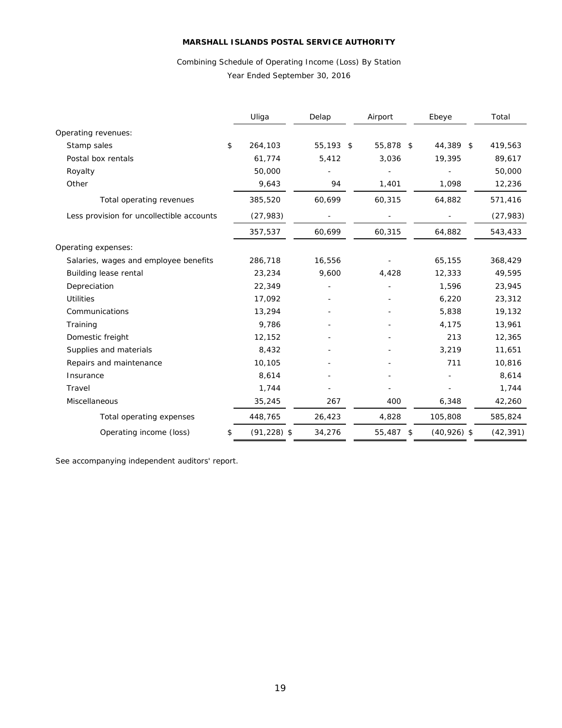**MARSHALL ISLANDS POSTAL SERVICE AUTHORITY**

Combining Schedule of Operating Income (Loss) By Station

Year Ended September 30, 2016

| | Uliga | Delap | Airport | Ebeye | Total |
|---|---|---|---|---|---|
| Operating revenues: | | | | | |
| Stamp sales | $ 264,103 | 55,193 | $ 55,878 | $ 44,389 | $ 419,563 |
| Postal box rentals | 61,774 | 5,412 | 3,036 | 19,395 | 89,617 |
| Royalty | 50,000 | - | - | - | 50,000 |
| Other | 9,643 | 94 | 1,401 | 1,098 | 12,236 |
| Total operating revenues | 385,520 | 60,699 | 60,315 | 64,882 | 571,416 |
| Less provision for uncollectible accounts | (27,983) | - | - | - | (27,983) |
| | 357,537 | 60,699 | 60,315 | 64,882 | 543,433 |
| Operating expenses: | | | | | |
| Salaries, wages and employee benefits | 286,718 | 16,556 | - | 65,155 | 368,429 |
| Building lease rental | 23,234 | 9,600 | 4,428 | 12,333 | 49,595 |
| Depreciation | 22,349 | - | - | 1,596 | 23,945 |
| Utilities | 17,092 | - | - | 6,220 | 23,312 |
| Communications | 13,294 | - | - | 5,838 | 19,132 |
| Training | 9,786 | - | - | 4,175 | 13,961 |
| Domestic freight | 12,152 | - | - | 213 | 12,365 |
| Supplies and materials | 8,432 | - | - | 3,219 | 11,651 |
| Repairs and maintenance | 10,105 | - | - | 711 | 10,816 |
| Insurance | 8,614 | - | - | - | 8,614 |
| Travel | 1,744 | - | - | - | 1,744 |
| Miscellaneous | 35,245 | 267 | 400 | 6,348 | 42,260 |
| Total operating expenses | 448,765 | 26,423 | 4,828 | 105,808 | 585,824 |
| Operating income (loss) | $ (91,228) | $ 34,276 | 55,487 | $ (40,926) | $ (42,391) |

See accompanying independent auditors' report.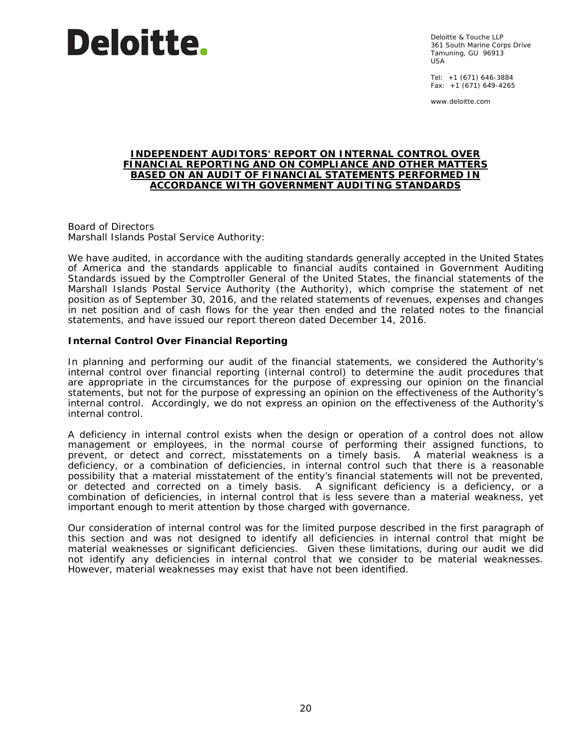Deloitte.

Deloitte & Touche LLP
361 South Marine Corps Drive
Tamuning, GU 96913
USA

Tel: +1 (671) 646-3884
Fax: +1 (671) 649-4265

www.deloitte.com

# INDEPENDENT AUDITORS' REPORT ON INTERNAL CONTROL OVER FINANCIAL REPORTING AND ON COMPLIANCE AND OTHER MATTERS BASED ON AN AUDIT OF FINANCIAL STATEMENTS PERFORMED IN ACCORDANCE WITH GOVERNMENT AUDITING STANDARDS

Board of Directors
Marshall Islands Postal Service Authority:

We have audited, in accordance with the auditing standards generally accepted in the United States of America and the standards applicable to financial audits contained in Government Auditing Standards issued by the Comptroller General of the United States, the financial statements of the Marshall Islands Postal Service Authority (the Authority), which comprise the statement of net position as of September 30, 2016, and the related statements of revenues, expenses and changes in net position and of cash flows for the year then ended and the related notes to the financial statements, and have issued our report thereon dated December 14, 2016.

## Internal Control Over Financial Reporting

In planning and performing our audit of the financial statements, we considered the Authority's internal control over financial reporting (internal control) to determine the audit procedures that are appropriate in the circumstances for the purpose of expressing our opinion on the financial statements, but not for the purpose of expressing an opinion on the effectiveness of the Authority's internal control. Accordingly, we do not express an opinion on the effectiveness of the Authority's internal control.

A deficiency in internal control exists when the design or operation of a control does not allow management or employees, in the normal course of performing their assigned functions, to prevent, or detect and correct, misstatements on a timely basis. A material weakness is a deficiency, or a combination of deficiencies, in internal control such that there is a reasonable possibility that a material misstatement of the entity's financial statements will not be prevented, or detected and corrected on a timely basis. A significant deficiency is a deficiency, or a combination of deficiencies, in internal control that is less severe than a material weakness, yet important enough to merit attention by those charged with governance.

Our consideration of internal control was for the limited purpose described in the first paragraph of this section and was not designed to identify all deficiencies in internal control that might be material weaknesses or significant deficiencies. Given these limitations, during our audit we did not identify any deficiencies in internal control that we consider to be material weaknesses. However, material weaknesses may exist that have not been identified.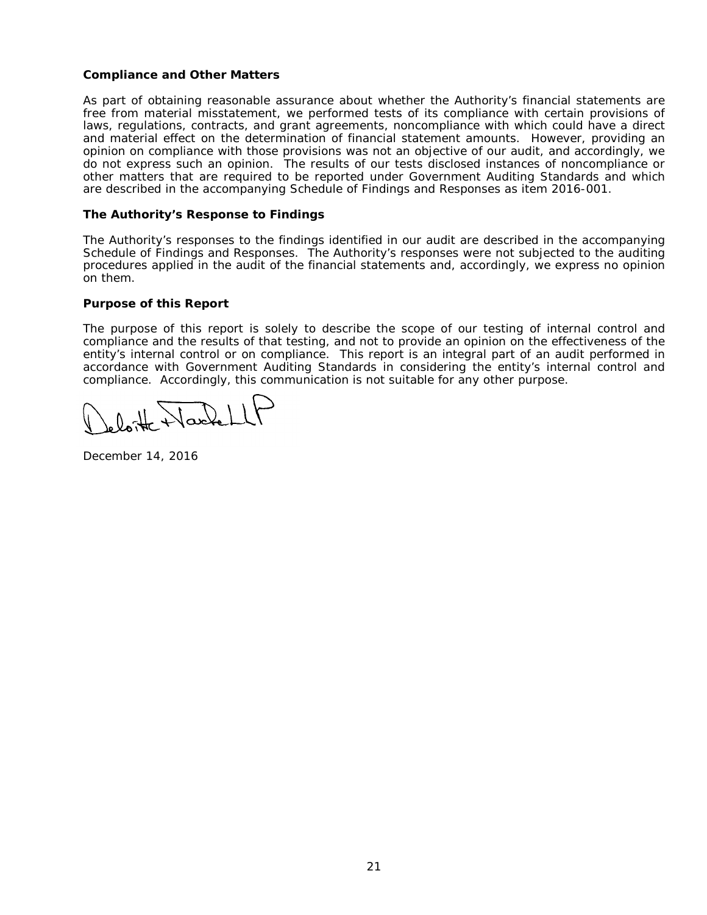**Compliance and Other Matters**

As part of obtaining reasonable assurance about whether the Authority's financial statements are free from material misstatement, we performed tests of its compliance with certain provisions of laws, regulations, contracts, and grant agreements, noncompliance with which could have a direct and material effect on the determination of financial statement amounts. However, providing an opinion on compliance with those provisions was not an objective of our audit, and accordingly, we do not express such an opinion. The results of our tests disclosed instances of noncompliance or other matters that are required to be reported under Government Auditing Standards and which are described in the accompanying Schedule of Findings and Responses as item 2016-001.

**The Authority's Response to Findings**

The Authority's responses to the findings identified in our audit are described in the accompanying Schedule of Findings and Responses. The Authority's responses were not subjected to the auditing procedures applied in the audit of the financial statements and, accordingly, we express no opinion on them.

**Purpose of this Report**

The purpose of this report is solely to describe the scope of our testing of internal control and compliance and the results of that testing, and not to provide an opinion on the effectiveness of the entity's internal control or on compliance. This report is an integral part of an audit performed in accordance with Government Auditing Standards in considering the entity's internal control and compliance. Accordingly, this communication is not suitable for any other purpose.

Deloitte & Touche LLP

December 14, 2016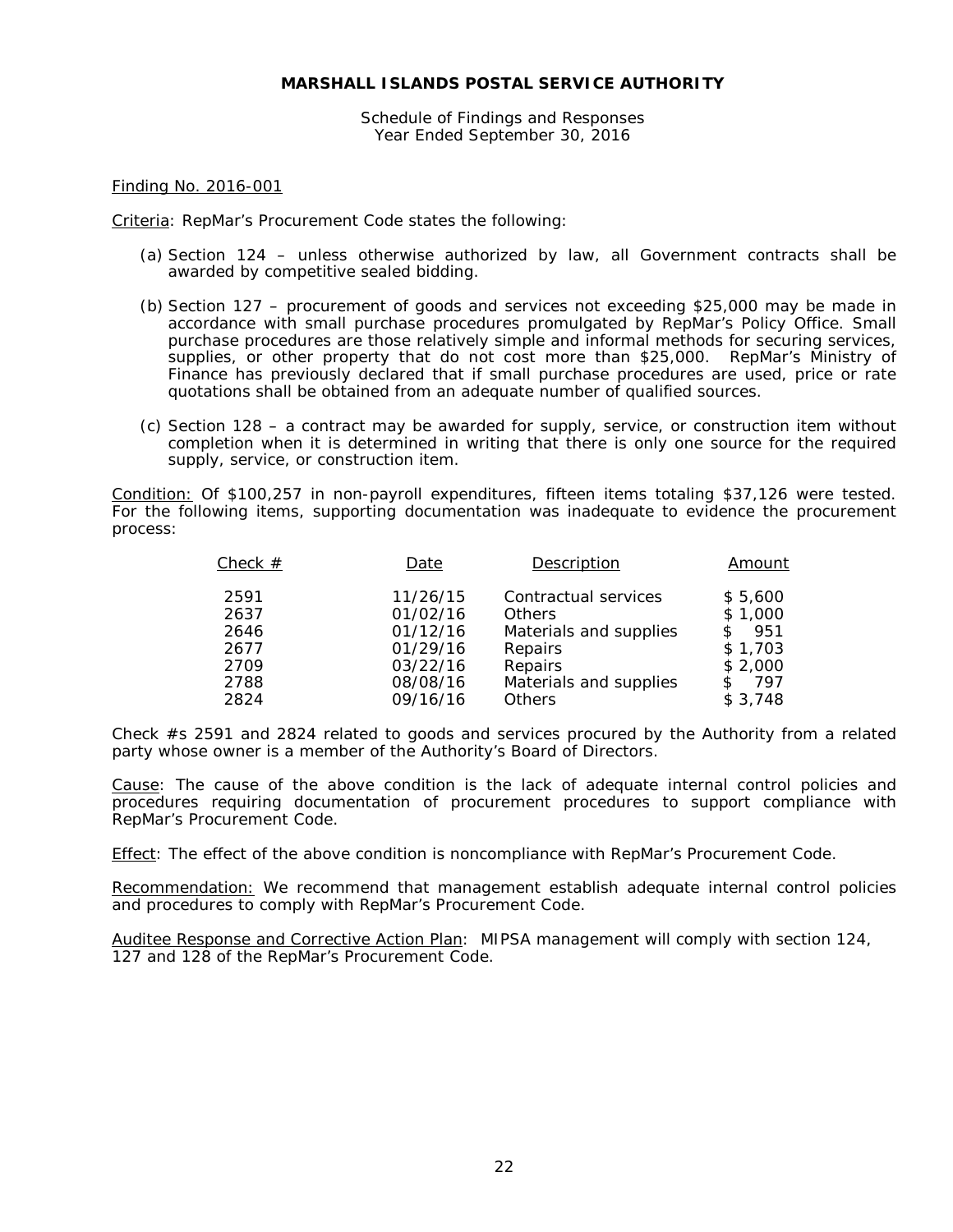**MARSHALL ISLANDS POSTAL SERVICE AUTHORITY**

Schedule of Findings and Responses
Year Ended September 30, 2016

Finding No. 2016-001

Criteria: RepMar's Procurement Code states the following:

(a) Section 124 – unless otherwise authorized by law, all Government contracts shall be awarded by competitive sealed bidding.

(b) Section 127 – procurement of goods and services not exceeding $25,000 may be made in accordance with small purchase procedures promulgated by RepMar's Policy Office. Small purchase procedures are those relatively simple and informal methods for securing services, supplies, or other property that do not cost more than $25,000. RepMar's Ministry of Finance has previously declared that if small purchase procedures are used, price or rate quotations shall be obtained from an adequate number of qualified sources.

(c) Section 128 – a contract may be awarded for supply, service, or construction item without completion when it is determined in writing that there is only one source for the required supply, service, or construction item.

Condition: Of $100,257 in non-payroll expenditures, fifteen items totaling $37,126 were tested. For the following items, supporting documentation was inadequate to evidence the procurement process:

| Check # | Date | Description | Amount |
|---|---|---|---|
| 2591 | 11/26/15 | Contractual services | $ 5,600 |
| 2637 | 01/02/16 | Others | $ 1,000 |
| 2646 | 01/12/16 | Materials and supplies | $ 951 |
| 2677 | 01/29/16 | Repairs | $ 1,703 |
| 2709 | 03/22/16 | Repairs | $ 2,000 |
| 2788 | 08/08/16 | Materials and supplies | $ 797 |
| 2824 | 09/16/16 | Others | $ 3,748 |

Check #s 2591 and 2824 related to goods and services procured by the Authority from a related party whose owner is a member of the Authority's Board of Directors.

Cause: The cause of the above condition is the lack of adequate internal control policies and procedures requiring documentation of procurement procedures to support compliance with RepMar's Procurement Code.

Effect: The effect of the above condition is noncompliance with RepMar's Procurement Code.

Recommendation: We recommend that management establish adequate internal control policies and procedures to comply with RepMar's Procurement Code.

Auditee Response and Corrective Action Plan: MIPSA management will comply with section 124, 127 and 128 of the RepMar's Procurement Code.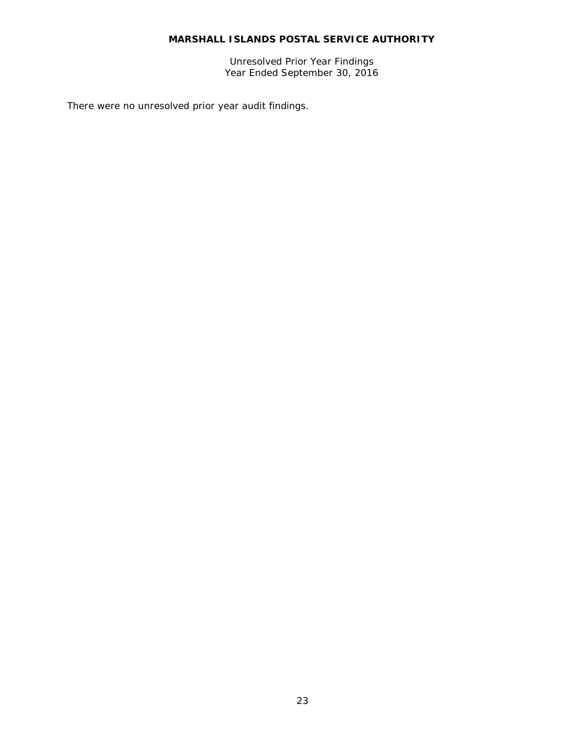**MARSHALL ISLANDS POSTAL SERVICE AUTHORITY**

Unresolved Prior Year Findings
Year Ended September 30, 2016

There were no unresolved prior year audit findings.